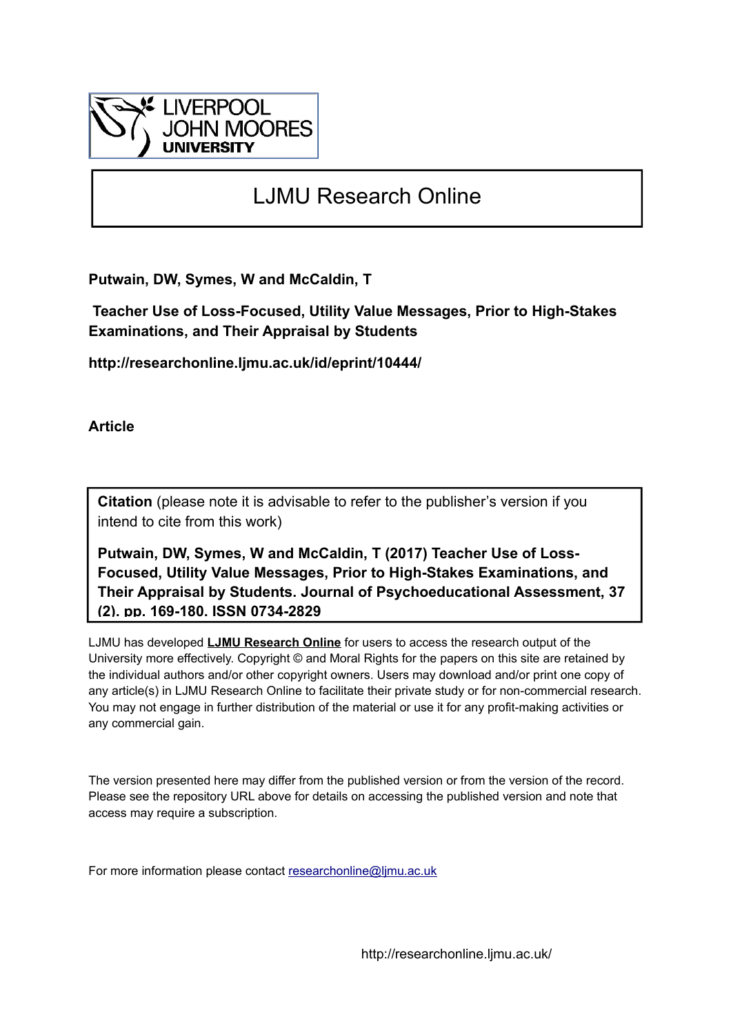LIVERPOOL JOHN MOORES UNIVERSITY

# LJMU Research Online

**Putwain, DW, Symes, W and McCaldin, T**

**Teacher Use of Loss-Focused, Utility Value Messages, Prior to High-Stakes Examinations, and Their Appraisal by Students**

**http://researchonline.ljmu.ac.uk/id/eprint/10444/**

**Article**

**Citation** (please note it is advisable to refer to the publisher's version if you intend to cite from this work)

**Putwain, DW, Symes, W and McCaldin, T (2017) Teacher Use of Loss-Focused, Utility Value Messages, Prior to High-Stakes Examinations, and Their Appraisal by Students. Journal of Psychoeducational Assessment, 37 (2). pp. 169-180. ISSN 0734-2829**

LJMU has developed **LJMU Research Online** for users to access the research output of the University more effectively. Copyright © and Moral Rights for the papers on this site are retained by the individual authors and/or other copyright owners. Users may download and/or print one copy of any article(s) in LJMU Research Online to facilitate their private study or for non-commercial research. You may not engage in further distribution of the material or use it for any profit-making activities or any commercial gain.

The version presented here may differ from the published version or from the version of the record. Please see the repository URL above for details on accessing the published version and note that access may require a subscription.

For more information please contact researchonline@ljmu.ac.uk

http://researchonline.ljmu.ac.uk/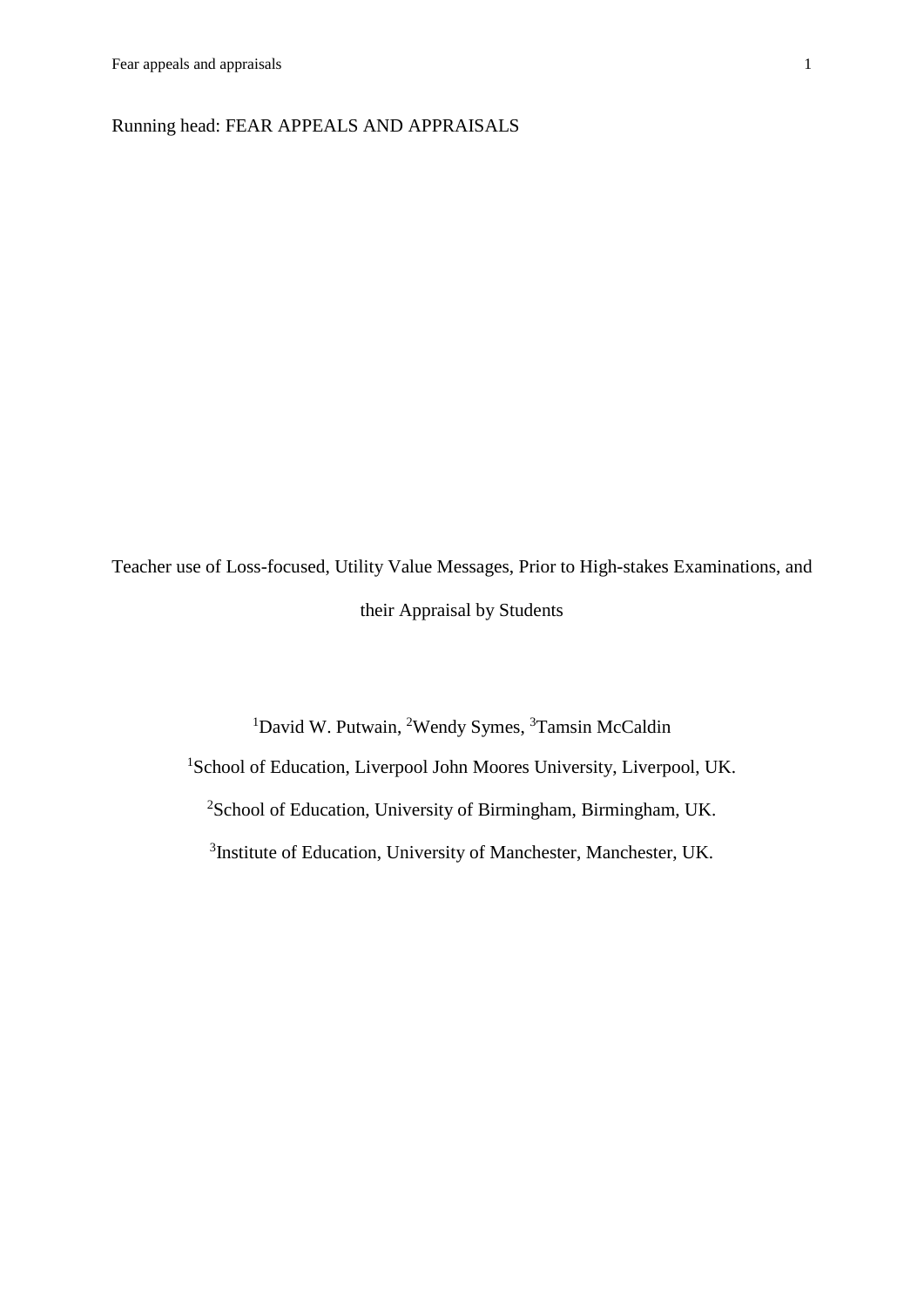Running head: FEAR APPEALS AND APPRAISALS

Teacher use of Loss-focused, Utility Value Messages, Prior to High-stakes Examinations, and their Appraisal by Students

[1]David W. Putwain, [2]Wendy Symes, [3]Tamsin McCaldin

[1]School of Education, Liverpool John Moores University, Liverpool, UK.

[2]School of Education, University of Birmingham, Birmingham, UK.

[3]Institute of Education, University of Manchester, Manchester, UK.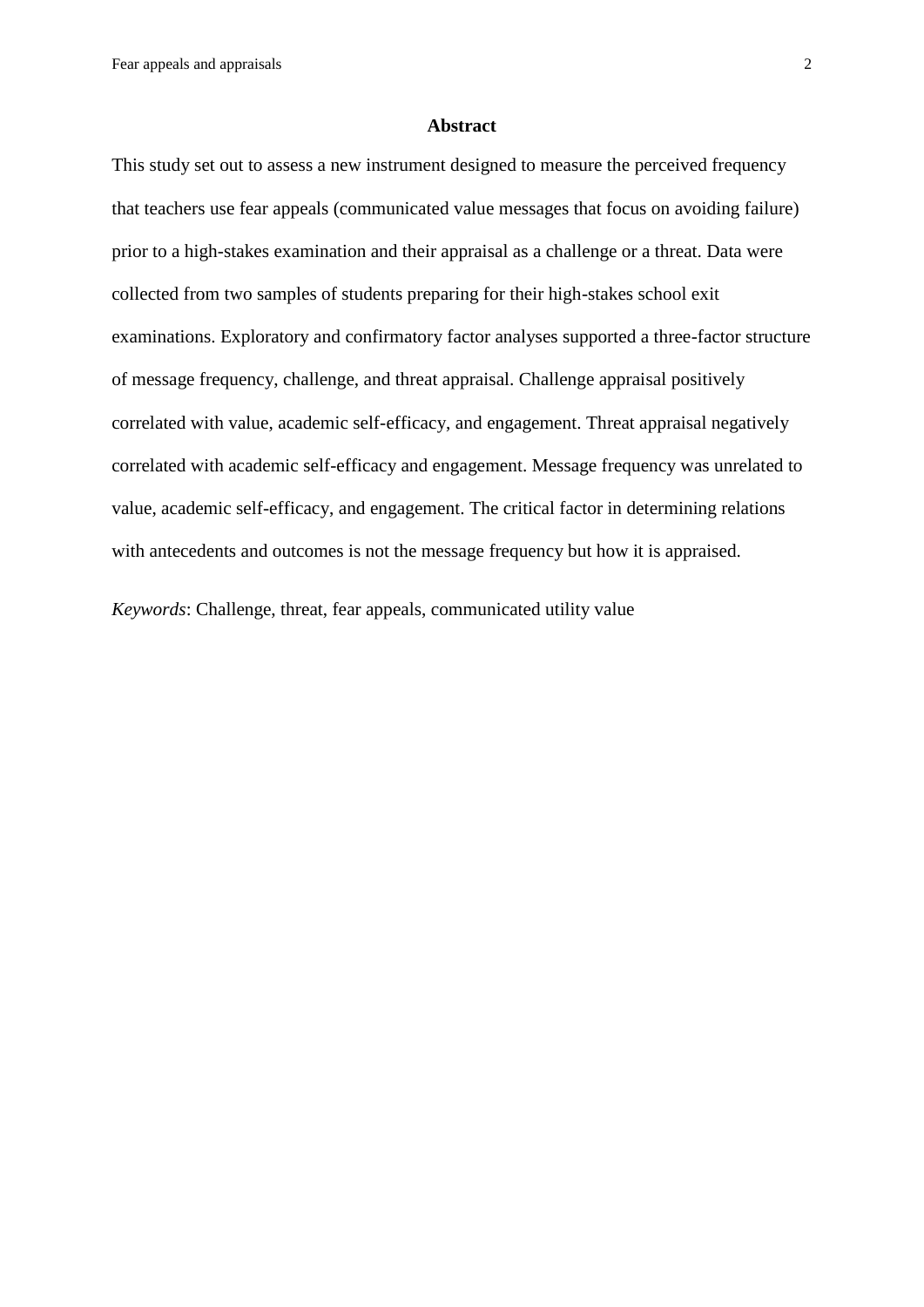## Abstract

This study set out to assess a new instrument designed to measure the perceived frequency that teachers use fear appeals (communicated value messages that focus on avoiding failure) prior to a high-stakes examination and their appraisal as a challenge or a threat. Data were collected from two samples of students preparing for their high-stakes school exit examinations. Exploratory and confirmatory factor analyses supported a three-factor structure of message frequency, challenge, and threat appraisal. Challenge appraisal positively correlated with value, academic self-efficacy, and engagement. Threat appraisal negatively correlated with academic self-efficacy and engagement. Message frequency was unrelated to value, academic self-efficacy, and engagement. The critical factor in determining relations with antecedents and outcomes is not the message frequency but how it is appraised.

*Keywords*: Challenge, threat, fear appeals, communicated utility value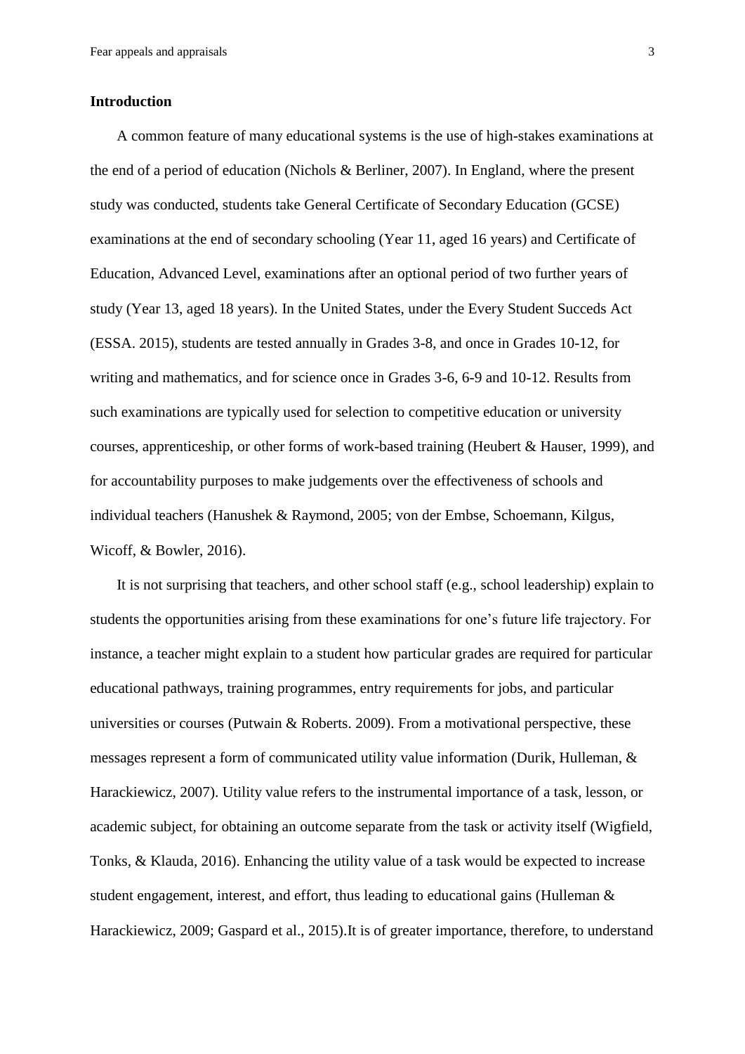## Introduction

A common feature of many educational systems is the use of high-stakes examinations at the end of a period of education (Nichols & Berliner, 2007). In England, where the present study was conducted, students take General Certificate of Secondary Education (GCSE) examinations at the end of secondary schooling (Year 11, aged 16 years) and Certificate of Education, Advanced Level, examinations after an optional period of two further years of study (Year 13, aged 18 years). In the United States, under the Every Student Succeds Act (ESSA. 2015), students are tested annually in Grades 3-8, and once in Grades 10-12, for writing and mathematics, and for science once in Grades 3-6, 6-9 and 10-12. Results from such examinations are typically used for selection to competitive education or university courses, apprenticeship, or other forms of work-based training (Heubert & Hauser, 1999), and for accountability purposes to make judgements over the effectiveness of schools and individual teachers (Hanushek & Raymond, 2005; von der Embse, Schoemann, Kilgus, Wicoff, & Bowler, 2016).

It is not surprising that teachers, and other school staff (e.g., school leadership) explain to students the opportunities arising from these examinations for one's future life trajectory. For instance, a teacher might explain to a student how particular grades are required for particular educational pathways, training programmes, entry requirements for jobs, and particular universities or courses (Putwain & Roberts. 2009). From a motivational perspective, these messages represent a form of communicated utility value information (Durik, Hulleman, & Harackiewicz, 2007). Utility value refers to the instrumental importance of a task, lesson, or academic subject, for obtaining an outcome separate from the task or activity itself (Wigfield, Tonks, & Klauda, 2016). Enhancing the utility value of a task would be expected to increase student engagement, interest, and effort, thus leading to educational gains (Hulleman & Harackiewicz, 2009; Gaspard et al., 2015).It is of greater importance, therefore, to understand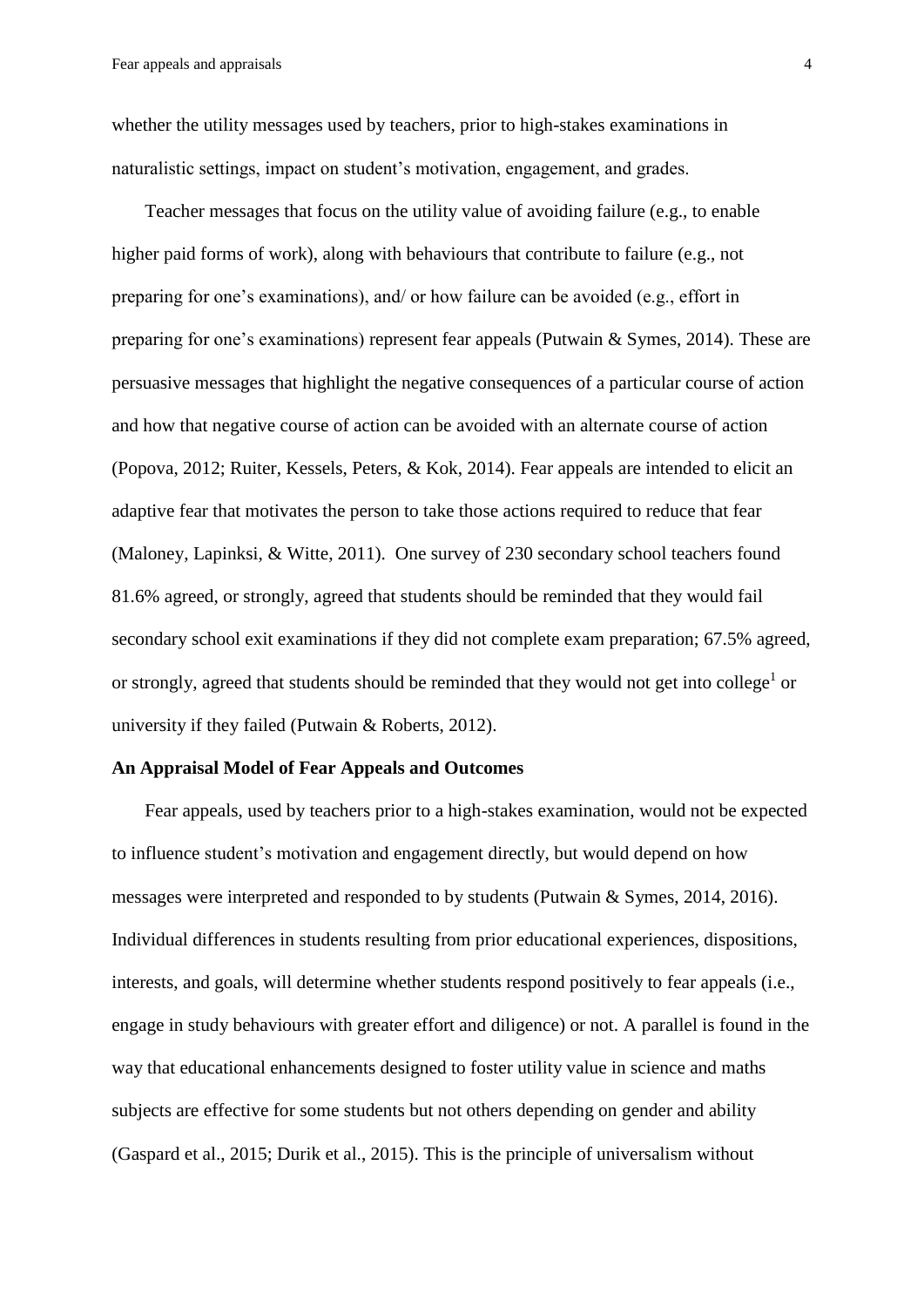whether the utility messages used by teachers, prior to high-stakes examinations in naturalistic settings, impact on student's motivation, engagement, and grades.

Teacher messages that focus on the utility value of avoiding failure (e.g., to enable higher paid forms of work), along with behaviours that contribute to failure (e.g., not preparing for one's examinations), and/ or how failure can be avoided (e.g., effort in preparing for one's examinations) represent fear appeals (Putwain & Symes, 2014). These are persuasive messages that highlight the negative consequences of a particular course of action and how that negative course of action can be avoided with an alternate course of action (Popova, 2012; Ruiter, Kessels, Peters, & Kok, 2014). Fear appeals are intended to elicit an adaptive fear that motivates the person to take those actions required to reduce that fear (Maloney, Lapinksi, & Witte, 2011). One survey of 230 secondary school teachers found 81.6% agreed, or strongly, agreed that students should be reminded that they would fail secondary school exit examinations if they did not complete exam preparation; 67.5% agreed, or strongly, agreed that students should be reminded that they would not get into college[1] or university if they failed (Putwain & Roberts, 2012).

## An Appraisal Model of Fear Appeals and Outcomes

Fear appeals, used by teachers prior to a high-stakes examination, would not be expected to influence student's motivation and engagement directly, but would depend on how messages were interpreted and responded to by students (Putwain & Symes, 2014, 2016). Individual differences in students resulting from prior educational experiences, dispositions, interests, and goals, will determine whether students respond positively to fear appeals (i.e., engage in study behaviours with greater effort and diligence) or not. A parallel is found in the way that educational enhancements designed to foster utility value in science and maths subjects are effective for some students but not others depending on gender and ability (Gaspard et al., 2015; Durik et al., 2015). This is the principle of universalism without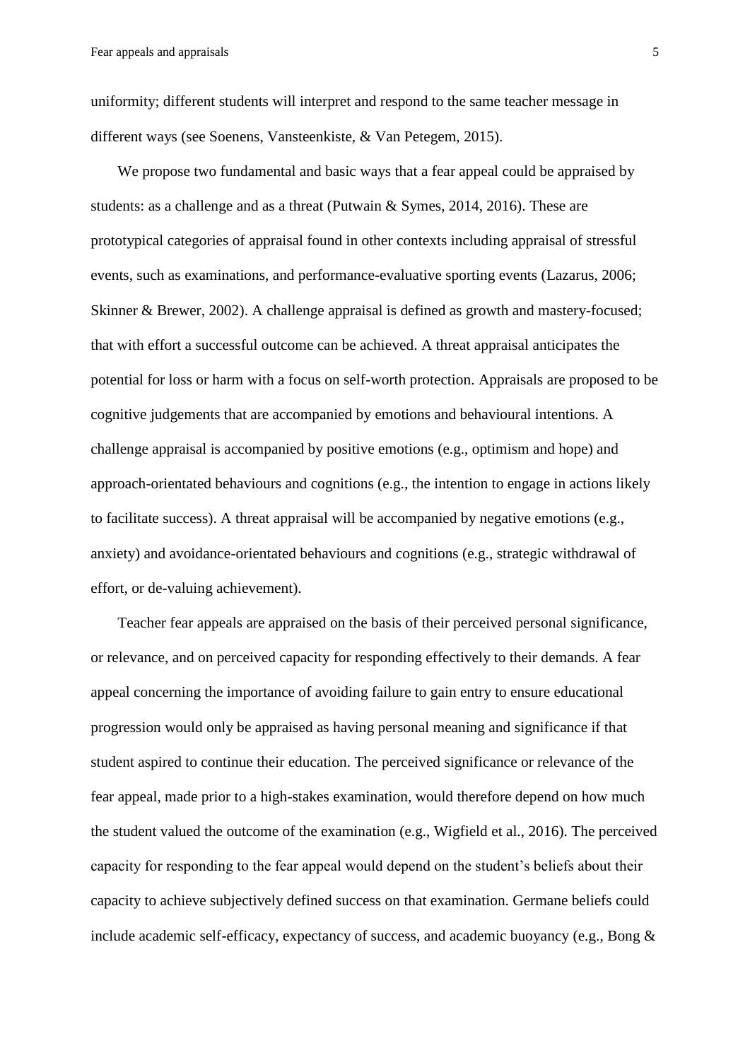uniformity; different students will interpret and respond to the same teacher message in different ways (see Soenens, Vansteenkiste, & Van Petegem, 2015).

We propose two fundamental and basic ways that a fear appeal could be appraised by students: as a challenge and as a threat (Putwain & Symes, 2014, 2016). These are prototypical categories of appraisal found in other contexts including appraisal of stressful events, such as examinations, and performance-evaluative sporting events (Lazarus, 2006; Skinner & Brewer, 2002). A challenge appraisal is defined as growth and mastery-focused; that with effort a successful outcome can be achieved. A threat appraisal anticipates the potential for loss or harm with a focus on self-worth protection. Appraisals are proposed to be cognitive judgements that are accompanied by emotions and behavioural intentions. A challenge appraisal is accompanied by positive emotions (e.g., optimism and hope) and approach-orientated behaviours and cognitions (e.g., the intention to engage in actions likely to facilitate success). A threat appraisal will be accompanied by negative emotions (e.g., anxiety) and avoidance-orientated behaviours and cognitions (e.g., strategic withdrawal of effort, or de-valuing achievement).

Teacher fear appeals are appraised on the basis of their perceived personal significance, or relevance, and on perceived capacity for responding effectively to their demands. A fear appeal concerning the importance of avoiding failure to gain entry to ensure educational progression would only be appraised as having personal meaning and significance if that student aspired to continue their education. The perceived significance or relevance of the fear appeal, made prior to a high-stakes examination, would therefore depend on how much the student valued the outcome of the examination (e.g., Wigfield et al., 2016). The perceived capacity for responding to the fear appeal would depend on the student's beliefs about their capacity to achieve subjectively defined success on that examination. Germane beliefs could include academic self-efficacy, expectancy of success, and academic buoyancy (e.g., Bong &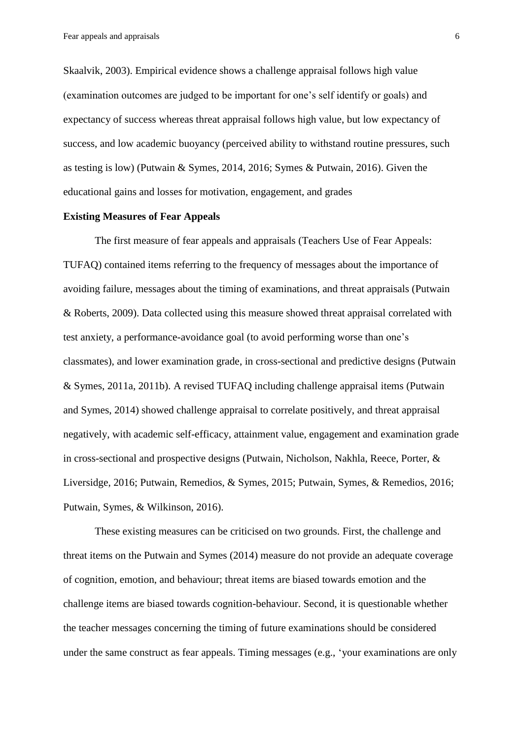Skaalvik, 2003). Empirical evidence shows a challenge appraisal follows high value (examination outcomes are judged to be important for one's self identify or goals) and expectancy of success whereas threat appraisal follows high value, but low expectancy of success, and low academic buoyancy (perceived ability to withstand routine pressures, such as testing is low) (Putwain & Symes, 2014, 2016; Symes & Putwain, 2016). Given the educational gains and losses for motivation, engagement, and grades

**Existing Measures of Fear Appeals**

The first measure of fear appeals and appraisals (Teachers Use of Fear Appeals: TUFAQ) contained items referring to the frequency of messages about the importance of avoiding failure, messages about the timing of examinations, and threat appraisals (Putwain & Roberts, 2009). Data collected using this measure showed threat appraisal correlated with test anxiety, a performance-avoidance goal (to avoid performing worse than one's classmates), and lower examination grade, in cross-sectional and predictive designs (Putwain & Symes, 2011a, 2011b). A revised TUFAQ including challenge appraisal items (Putwain and Symes, 2014) showed challenge appraisal to correlate positively, and threat appraisal negatively, with academic self-efficacy, attainment value, engagement and examination grade in cross-sectional and prospective designs (Putwain, Nicholson, Nakhla, Reece, Porter, & Liversidge, 2016; Putwain, Remedios, & Symes, 2015; Putwain, Symes, & Remedios, 2016; Putwain, Symes, & Wilkinson, 2016).

These existing measures can be criticised on two grounds. First, the challenge and threat items on the Putwain and Symes (2014) measure do not provide an adequate coverage of cognition, emotion, and behaviour; threat items are biased towards emotion and the challenge items are biased towards cognition-behaviour. Second, it is questionable whether the teacher messages concerning the timing of future examinations should be considered under the same construct as fear appeals. Timing messages (e.g., 'your examinations are only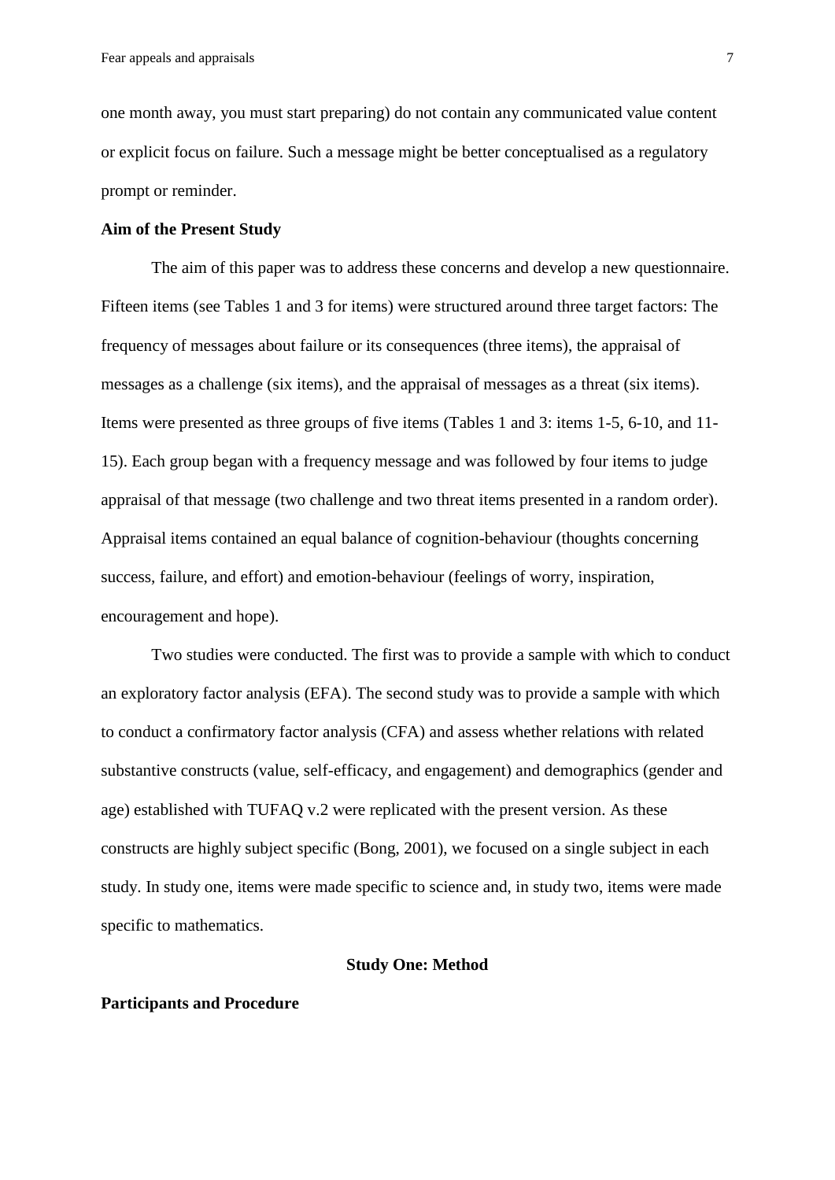one month away, you must start preparing) do not contain any communicated value content or explicit focus on failure. Such a message might be better conceptualised as a regulatory prompt or reminder.

**Aim of the Present Study**

The aim of this paper was to address these concerns and develop a new questionnaire. Fifteen items (see Tables 1 and 3 for items) were structured around three target factors: The frequency of messages about failure or its consequences (three items), the appraisal of messages as a challenge (six items), and the appraisal of messages as a threat (six items). Items were presented as three groups of five items (Tables 1 and 3: items 1-5, 6-10, and 11-15). Each group began with a frequency message and was followed by four items to judge appraisal of that message (two challenge and two threat items presented in a random order). Appraisal items contained an equal balance of cognition-behaviour (thoughts concerning success, failure, and effort) and emotion-behaviour (feelings of worry, inspiration, encouragement and hope).

Two studies were conducted. The first was to provide a sample with which to conduct an exploratory factor analysis (EFA). The second study was to provide a sample with which to conduct a confirmatory factor analysis (CFA) and assess whether relations with related substantive constructs (value, self-efficacy, and engagement) and demographics (gender and age) established with TUFAQ v.2 were replicated with the present version. As these constructs are highly subject specific (Bong, 2001), we focused on a single subject in each study. In study one, items were made specific to science and, in study two, items were made specific to mathematics.

## Study One: Method

**Participants and Procedure**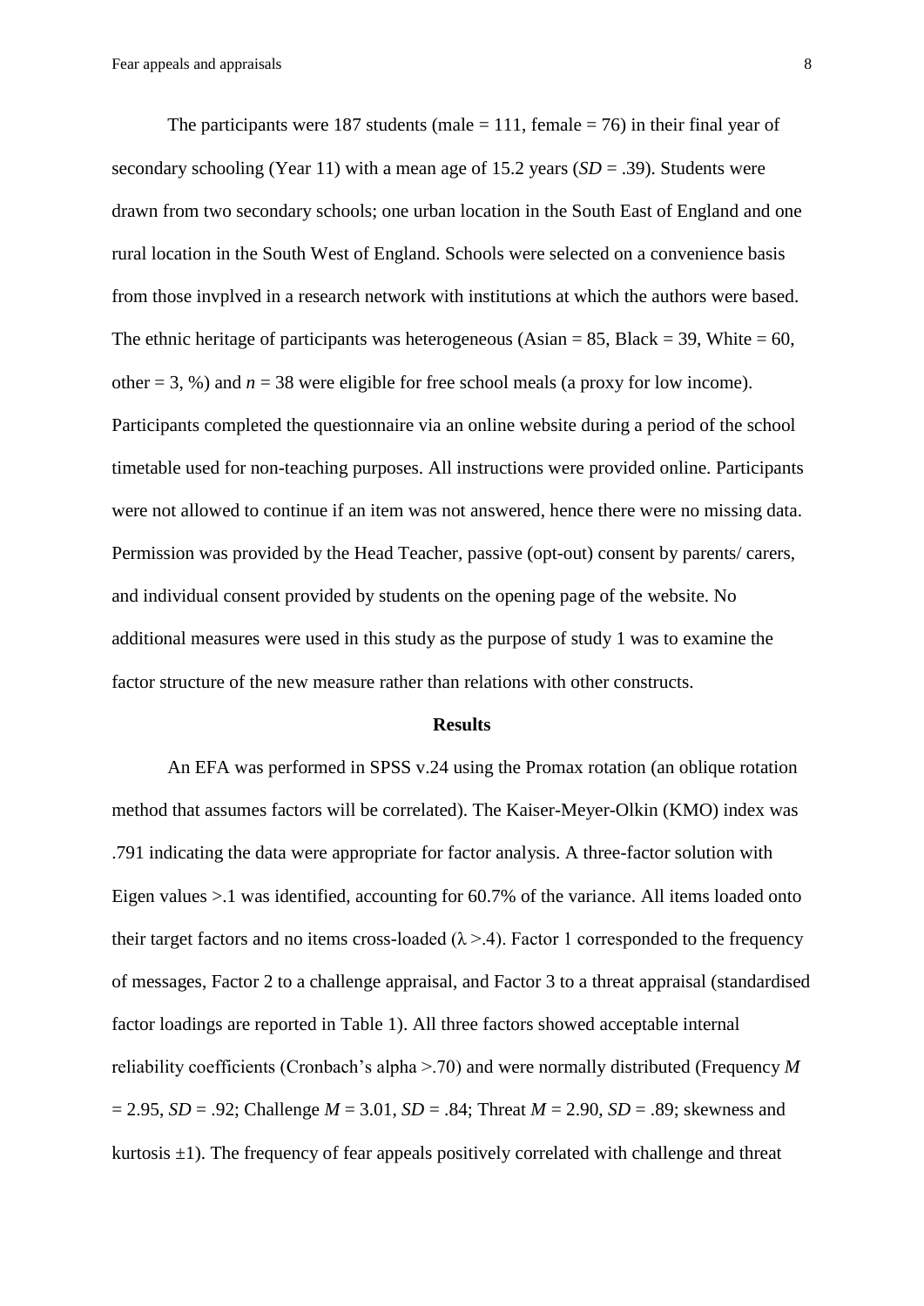The participants were 187 students (male = 111, female = 76) in their final year of secondary schooling (Year 11) with a mean age of 15.2 years (*SD* = .39). Students were drawn from two secondary schools; one urban location in the South East of England and one rural location in the South West of England. Schools were selected on a convenience basis from those invplved in a research network with institutions at which the authors were based. The ethnic heritage of participants was heterogeneous (Asian = 85, Black = 39, White = 60, other = 3, %) and *n* = 38 were eligible for free school meals (a proxy for low income). Participants completed the questionnaire via an online website during a period of the school timetable used for non-teaching purposes. All instructions were provided online. Participants were not allowed to continue if an item was not answered, hence there were no missing data. Permission was provided by the Head Teacher, passive (opt-out) consent by parents/ carers, and individual consent provided by students on the opening page of the website. No additional measures were used in this study as the purpose of study 1 was to examine the factor structure of the new measure rather than relations with other constructs.

## Results

An EFA was performed in SPSS v.24 using the Promax rotation (an oblique rotation method that assumes factors will be correlated). The Kaiser-Meyer-Olkin (KMO) index was .791 indicating the data were appropriate for factor analysis. A three-factor solution with Eigen values >.1 was identified, accounting for 60.7% of the variance. All items loaded onto their target factors and no items cross-loaded ($\lambda$ >.4). Factor 1 corresponded to the frequency of messages, Factor 2 to a challenge appraisal, and Factor 3 to a threat appraisal (standardised factor loadings are reported in Table 1). All three factors showed acceptable internal reliability coefficients (Cronbach's alpha >.70) and were normally distributed (Frequency *M* = 2.95, *SD* = .92; Challenge *M* = 3.01, *SD* = .84; Threat *M* = 2.90, *SD* = .89; skewness and kurtosis ±1). The frequency of fear appeals positively correlated with challenge and threat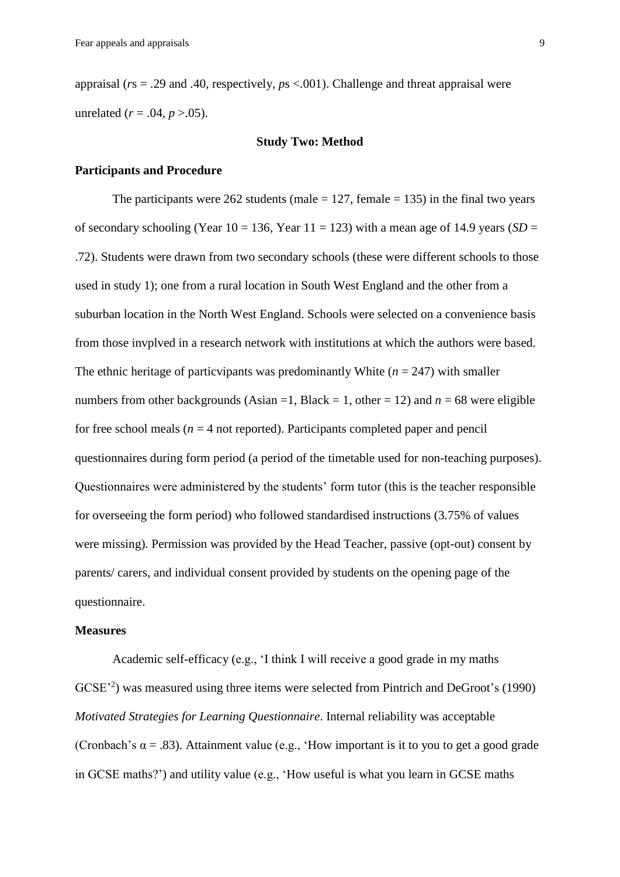appraisal (*r*s = .29 and .40, respectively, *p*s <.001). Challenge and threat appraisal were unrelated (*r* = .04, *p* >.05).

## Study Two: Method

### Participants and Procedure

The participants were 262 students (male = 127, female = 135) in the final two years of secondary schooling (Year 10 = 136, Year 11 = 123) with a mean age of 14.9 years (*SD* = .72). Students were drawn from two secondary schools (these were different schools to those used in study 1); one from a rural location in South West England and the other from a suburban location in the North West England. Schools were selected on a convenience basis from those invplved in a research network with institutions at which the authors were based. The ethnic heritage of particvipants was predominantly White (*n* = 247) with smaller numbers from other backgrounds (Asian =1, Black = 1, other = 12) and *n* = 68 were eligible for free school meals (*n* = 4 not reported). Participants completed paper and pencil questionnaires during form period (a period of the timetable used for non-teaching purposes). Questionnaires were administered by the students' form tutor (this is the teacher responsible for overseeing the form period) who followed standardised instructions (3.75% of values were missing). Permission was provided by the Head Teacher, passive (opt-out) consent by parents/ carers, and individual consent provided by students on the opening page of the questionnaire.

### Measures

Academic self-efficacy (e.g., 'I think I will receive a good grade in my maths GCSE'[2]) was measured using three items were selected from Pintrich and DeGroot's (1990) *Motivated Strategies for Learning Questionnaire*. Internal reliability was acceptable (Cronbach's $\alpha$ = .83). Attainment value (e.g., 'How important is it to you to get a good grade in GCSE maths?') and utility value (e.g., 'How useful is what you learn in GCSE maths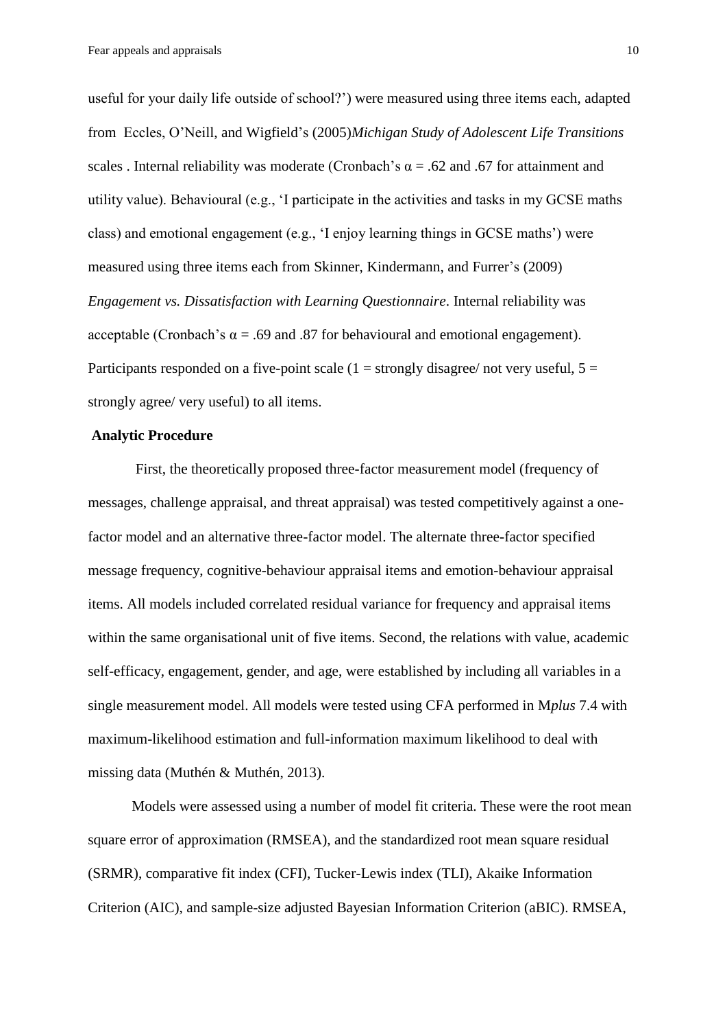useful for your daily life outside of school?') were measured using three items each, adapted from Eccles, O'Neill, and Wigfield's (2005)*Michigan Study of Adolescent Life Transitions* scales . Internal reliability was moderate (Cronbach's $\alpha$ = .62 and .67 for attainment and utility value). Behavioural (e.g., 'I participate in the activities and tasks in my GCSE maths class) and emotional engagement (e.g., 'I enjoy learning things in GCSE maths') were measured using three items each from Skinner, Kindermann, and Furrer's (2009) *Engagement vs. Dissatisfaction with Learning Questionnaire*. Internal reliability was acceptable (Cronbach's $\alpha$ = .69 and .87 for behavioural and emotional engagement). Participants responded on a five-point scale (1 = strongly disagree/ not very useful, 5 = strongly agree/ very useful) to all items.

**Analytic Procedure**

First, the theoretically proposed three-factor measurement model (frequency of messages, challenge appraisal, and threat appraisal) was tested competitively against a one-factor model and an alternative three-factor model. The alternate three-factor specified message frequency, cognitive-behaviour appraisal items and emotion-behaviour appraisal items. All models included correlated residual variance for frequency and appraisal items within the same organisational unit of five items. Second, the relations with value, academic self-efficacy, engagement, gender, and age, were established by including all variables in a single measurement model. All models were tested using CFA performed in M*plus* 7.4 with maximum-likelihood estimation and full-information maximum likelihood to deal with missing data (Muthén & Muthén, 2013).

Models were assessed using a number of model fit criteria. These were the root mean square error of approximation (RMSEA), and the standardized root mean square residual (SRMR), comparative fit index (CFI), Tucker-Lewis index (TLI), Akaike Information Criterion (AIC), and sample-size adjusted Bayesian Information Criterion (aBIC). RMSEA,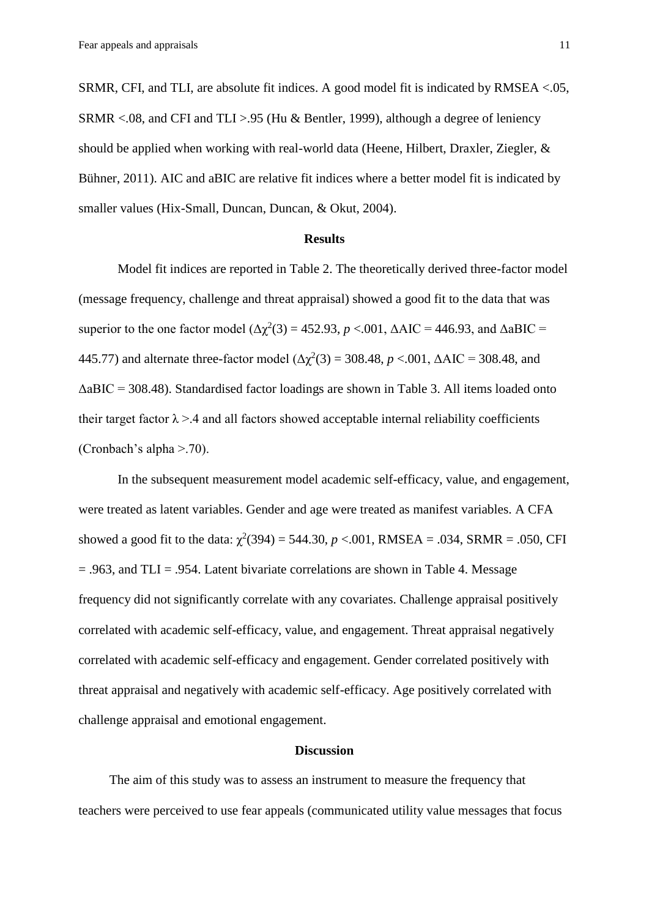SRMR, CFI, and TLI, are absolute fit indices. A good model fit is indicated by RMSEA <.05, SRMR <.08, and CFI and TLI >.95 (Hu & Bentler, 1999), although a degree of leniency should be applied when working with real-world data (Heene, Hilbert, Draxler, Ziegler, & Bühner, 2011). AIC and aBIC are relative fit indices where a better model fit is indicated by smaller values (Hix-Small, Duncan, Duncan, & Okut, 2004).

## Results

Model fit indices are reported in Table 2. The theoretically derived three-factor model (message frequency, challenge and threat appraisal) showed a good fit to the data that was superior to the one factor model ($\Delta\chi^2(3) = 452.93$, $p <.001$, $\Delta$AIC = 446.93, and $\Delta$aBIC = 445.77) and alternate three-factor model ($\Delta\chi^2(3) = 308.48$, $p <.001$, $\Delta$AIC = 308.48, and $\Delta$aBIC = 308.48). Standardised factor loadings are shown in Table 3. All items loaded onto their target factor $\lambda >.4$ and all factors showed acceptable internal reliability coefficients (Cronbach's alpha >.70).

In the subsequent measurement model academic self-efficacy, value, and engagement, were treated as latent variables. Gender and age were treated as manifest variables. A CFA showed a good fit to the data: $\chi^2(394) = 544.30$, $p <.001$, RMSEA = .034, SRMR = .050, CFI = .963, and TLI = .954. Latent bivariate correlations are shown in Table 4. Message frequency did not significantly correlate with any covariates. Challenge appraisal positively correlated with academic self-efficacy, value, and engagement. Threat appraisal negatively correlated with academic self-efficacy and engagement. Gender correlated positively with threat appraisal and negatively with academic self-efficacy. Age positively correlated with challenge appraisal and emotional engagement.

## Discussion

The aim of this study was to assess an instrument to measure the frequency that teachers were perceived to use fear appeals (communicated utility value messages that focus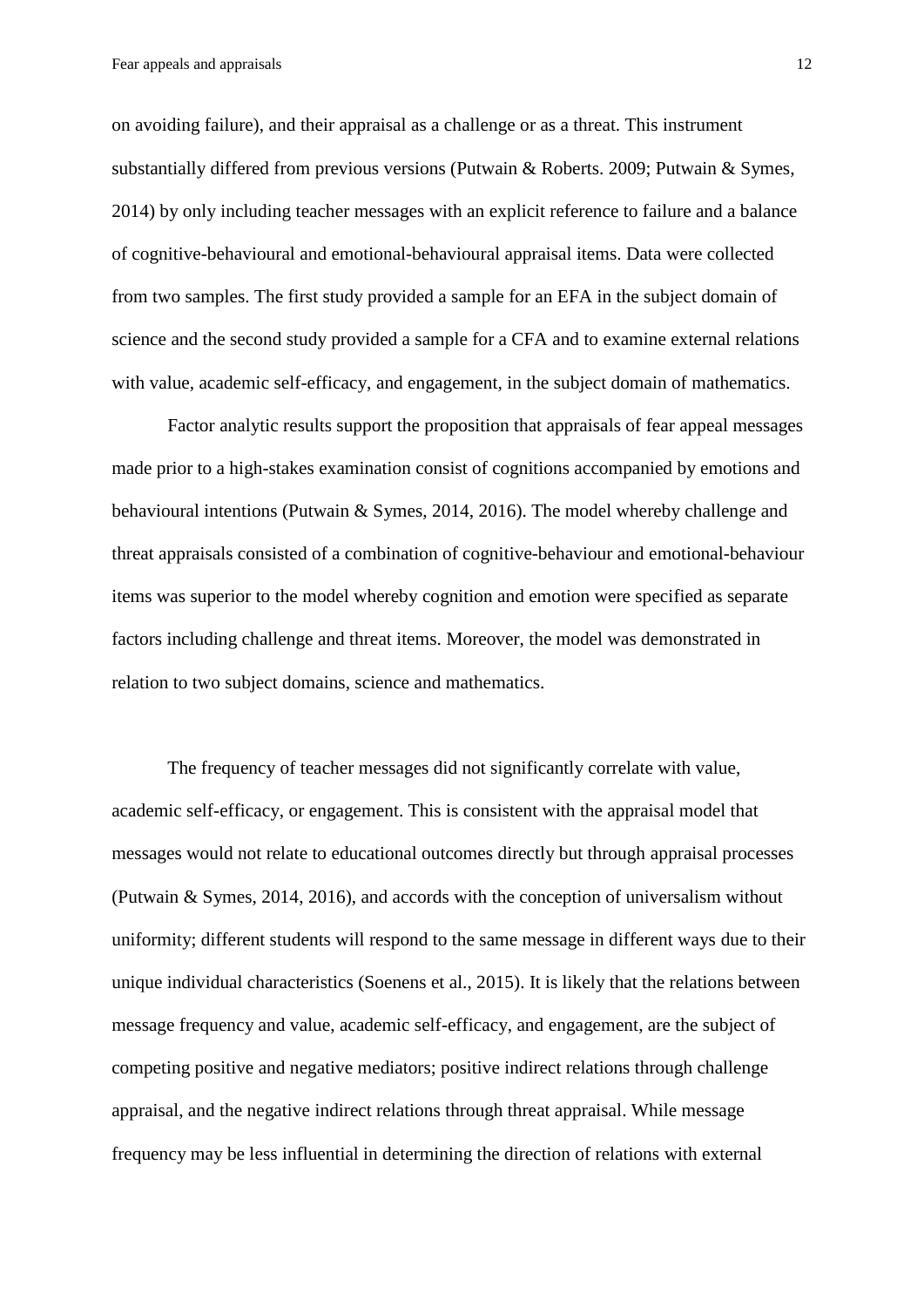on avoiding failure), and their appraisal as a challenge or as a threat. This instrument substantially differed from previous versions (Putwain & Roberts. 2009; Putwain & Symes, 2014) by only including teacher messages with an explicit reference to failure and a balance of cognitive-behavioural and emotional-behavioural appraisal items. Data were collected from two samples. The first study provided a sample for an EFA in the subject domain of science and the second study provided a sample for a CFA and to examine external relations with value, academic self-efficacy, and engagement, in the subject domain of mathematics.

Factor analytic results support the proposition that appraisals of fear appeal messages made prior to a high-stakes examination consist of cognitions accompanied by emotions and behavioural intentions (Putwain & Symes, 2014, 2016). The model whereby challenge and threat appraisals consisted of a combination of cognitive-behaviour and emotional-behaviour items was superior to the model whereby cognition and emotion were specified as separate factors including challenge and threat items. Moreover, the model was demonstrated in relation to two subject domains, science and mathematics.

The frequency of teacher messages did not significantly correlate with value, academic self-efficacy, or engagement. This is consistent with the appraisal model that messages would not relate to educational outcomes directly but through appraisal processes (Putwain & Symes, 2014, 2016), and accords with the conception of universalism without uniformity; different students will respond to the same message in different ways due to their unique individual characteristics (Soenens et al., 2015). It is likely that the relations between message frequency and value, academic self-efficacy, and engagement, are the subject of competing positive and negative mediators; positive indirect relations through challenge appraisal, and the negative indirect relations through threat appraisal. While message frequency may be less influential in determining the direction of relations with external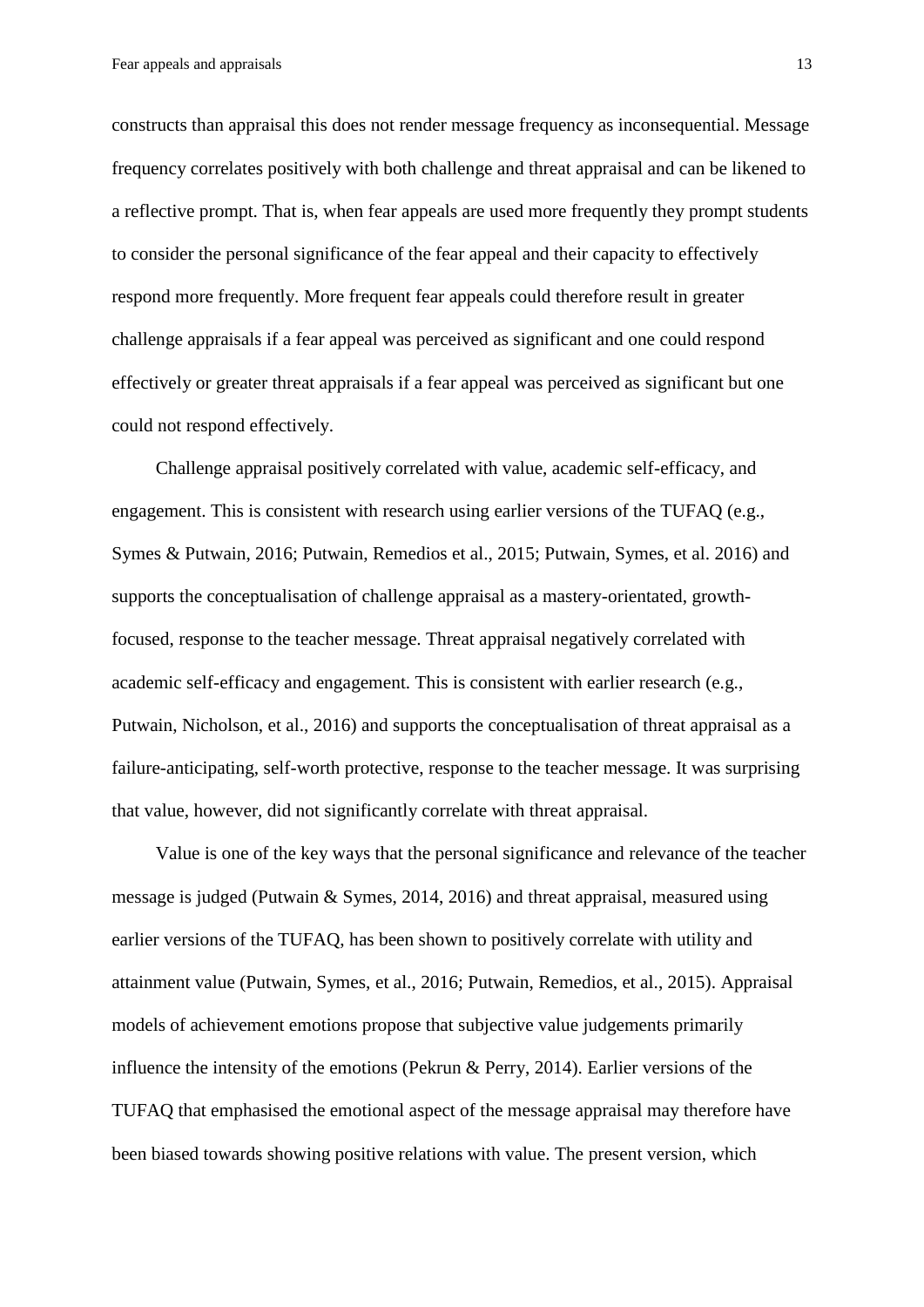constructs than appraisal this does not render message frequency as inconsequential. Message frequency correlates positively with both challenge and threat appraisal and can be likened to a reflective prompt. That is, when fear appeals are used more frequently they prompt students to consider the personal significance of the fear appeal and their capacity to effectively respond more frequently. More frequent fear appeals could therefore result in greater challenge appraisals if a fear appeal was perceived as significant and one could respond effectively or greater threat appraisals if a fear appeal was perceived as significant but one could not respond effectively.

Challenge appraisal positively correlated with value, academic self-efficacy, and engagement. This is consistent with research using earlier versions of the TUFAQ (e.g., Symes & Putwain, 2016; Putwain, Remedios et al., 2015; Putwain, Symes, et al. 2016) and supports the conceptualisation of challenge appraisal as a mastery-orientated, growth-focused, response to the teacher message. Threat appraisal negatively correlated with academic self-efficacy and engagement. This is consistent with earlier research (e.g., Putwain, Nicholson, et al., 2016) and supports the conceptualisation of threat appraisal as a failure-anticipating, self-worth protective, response to the teacher message. It was surprising that value, however, did not significantly correlate with threat appraisal.

Value is one of the key ways that the personal significance and relevance of the teacher message is judged (Putwain & Symes, 2014, 2016) and threat appraisal, measured using earlier versions of the TUFAQ, has been shown to positively correlate with utility and attainment value (Putwain, Symes, et al., 2016; Putwain, Remedios, et al., 2015). Appraisal models of achievement emotions propose that subjective value judgements primarily influence the intensity of the emotions (Pekrun & Perry, 2014). Earlier versions of the TUFAQ that emphasised the emotional aspect of the message appraisal may therefore have been biased towards showing positive relations with value. The present version, which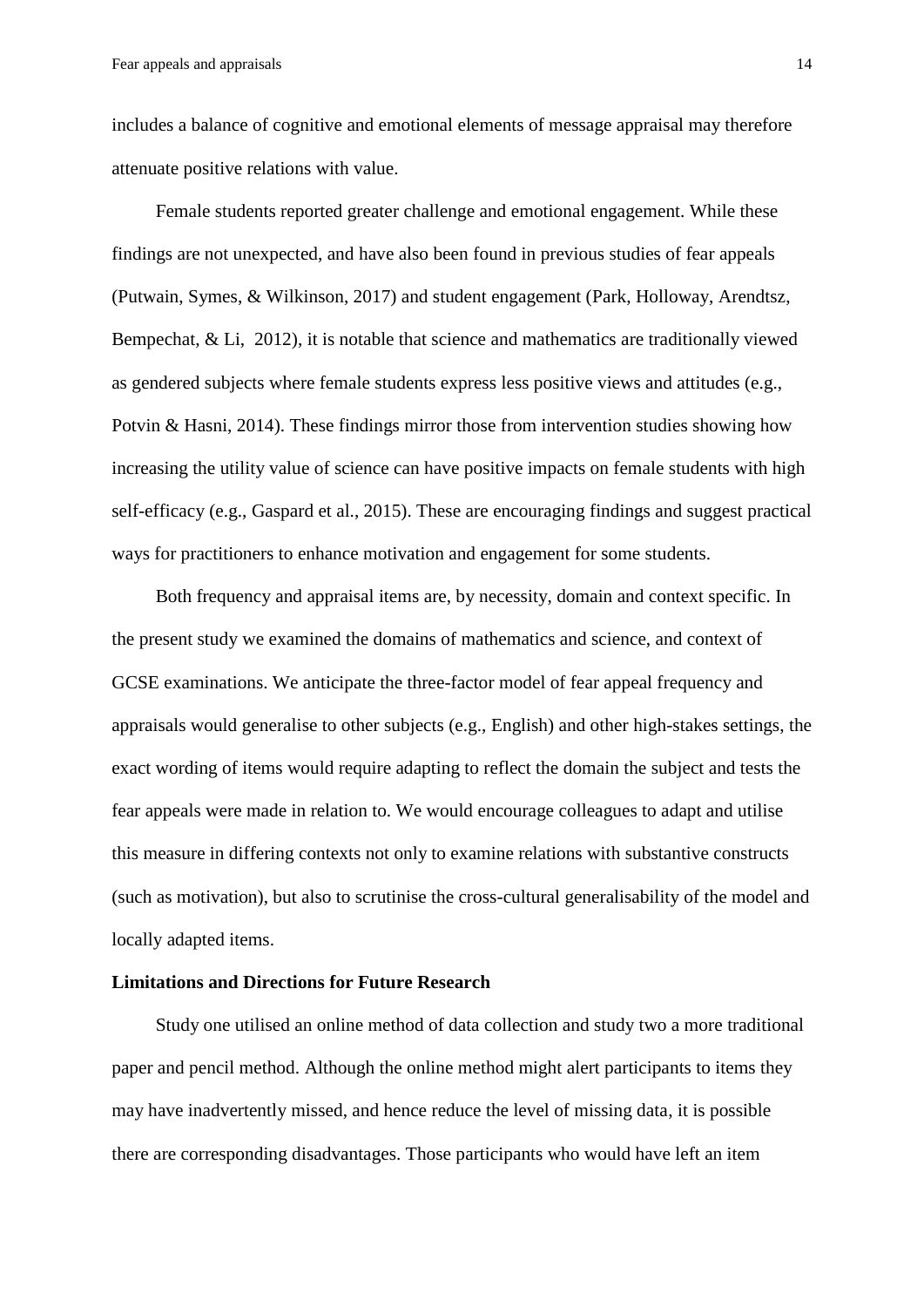includes a balance of cognitive and emotional elements of message appraisal may therefore attenuate positive relations with value.

Female students reported greater challenge and emotional engagement. While these findings are not unexpected, and have also been found in previous studies of fear appeals (Putwain, Symes, & Wilkinson, 2017) and student engagement (Park, Holloway, Arendtsz, Bempechat, & Li, 2012), it is notable that science and mathematics are traditionally viewed as gendered subjects where female students express less positive views and attitudes (e.g., Potvin & Hasni, 2014). These findings mirror those from intervention studies showing how increasing the utility value of science can have positive impacts on female students with high self-efficacy (e.g., Gaspard et al., 2015). These are encouraging findings and suggest practical ways for practitioners to enhance motivation and engagement for some students.

Both frequency and appraisal items are, by necessity, domain and context specific. In the present study we examined the domains of mathematics and science, and context of GCSE examinations. We anticipate the three-factor model of fear appeal frequency and appraisals would generalise to other subjects (e.g., English) and other high-stakes settings, the exact wording of items would require adapting to reflect the domain the subject and tests the fear appeals were made in relation to. We would encourage colleagues to adapt and utilise this measure in differing contexts not only to examine relations with substantive constructs (such as motivation), but also to scrutinise the cross-cultural generalisability of the model and locally adapted items.

**Limitations and Directions for Future Research**

Study one utilised an online method of data collection and study two a more traditional paper and pencil method. Although the online method might alert participants to items they may have inadvertently missed, and hence reduce the level of missing data, it is possible there are corresponding disadvantages. Those participants who would have left an item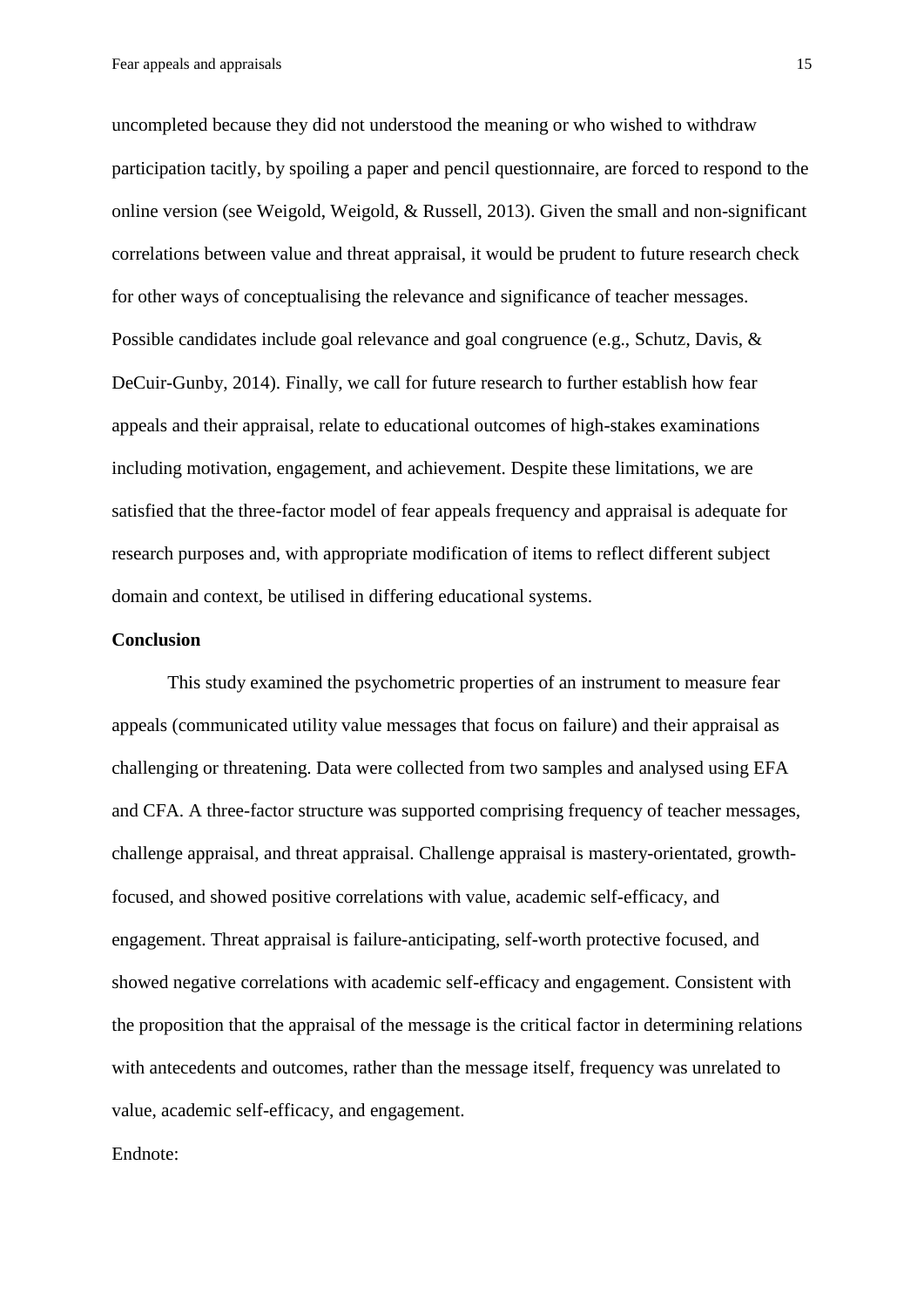uncompleted because they did not understood the meaning or who wished to withdraw participation tacitly, by spoiling a paper and pencil questionnaire, are forced to respond to the online version (see Weigold, Weigold, & Russell, 2013). Given the small and non-significant correlations between value and threat appraisal, it would be prudent to future research check for other ways of conceptualising the relevance and significance of teacher messages. Possible candidates include goal relevance and goal congruence (e.g., Schutz, Davis, & DeCuir-Gunby, 2014). Finally, we call for future research to further establish how fear appeals and their appraisal, relate to educational outcomes of high-stakes examinations including motivation, engagement, and achievement. Despite these limitations, we are satisfied that the three-factor model of fear appeals frequency and appraisal is adequate for research purposes and, with appropriate modification of items to reflect different subject domain and context, be utilised in differing educational systems.

**Conclusion**

This study examined the psychometric properties of an instrument to measure fear appeals (communicated utility value messages that focus on failure) and their appraisal as challenging or threatening. Data were collected from two samples and analysed using EFA and CFA. A three-factor structure was supported comprising frequency of teacher messages, challenge appraisal, and threat appraisal. Challenge appraisal is mastery-orientated, growth-focused, and showed positive correlations with value, academic self-efficacy, and engagement. Threat appraisal is failure-anticipating, self-worth protective focused, and showed negative correlations with academic self-efficacy and engagement. Consistent with the proposition that the appraisal of the message is the critical factor in determining relations with antecedents and outcomes, rather than the message itself, frequency was unrelated to value, academic self-efficacy, and engagement.

Endnote: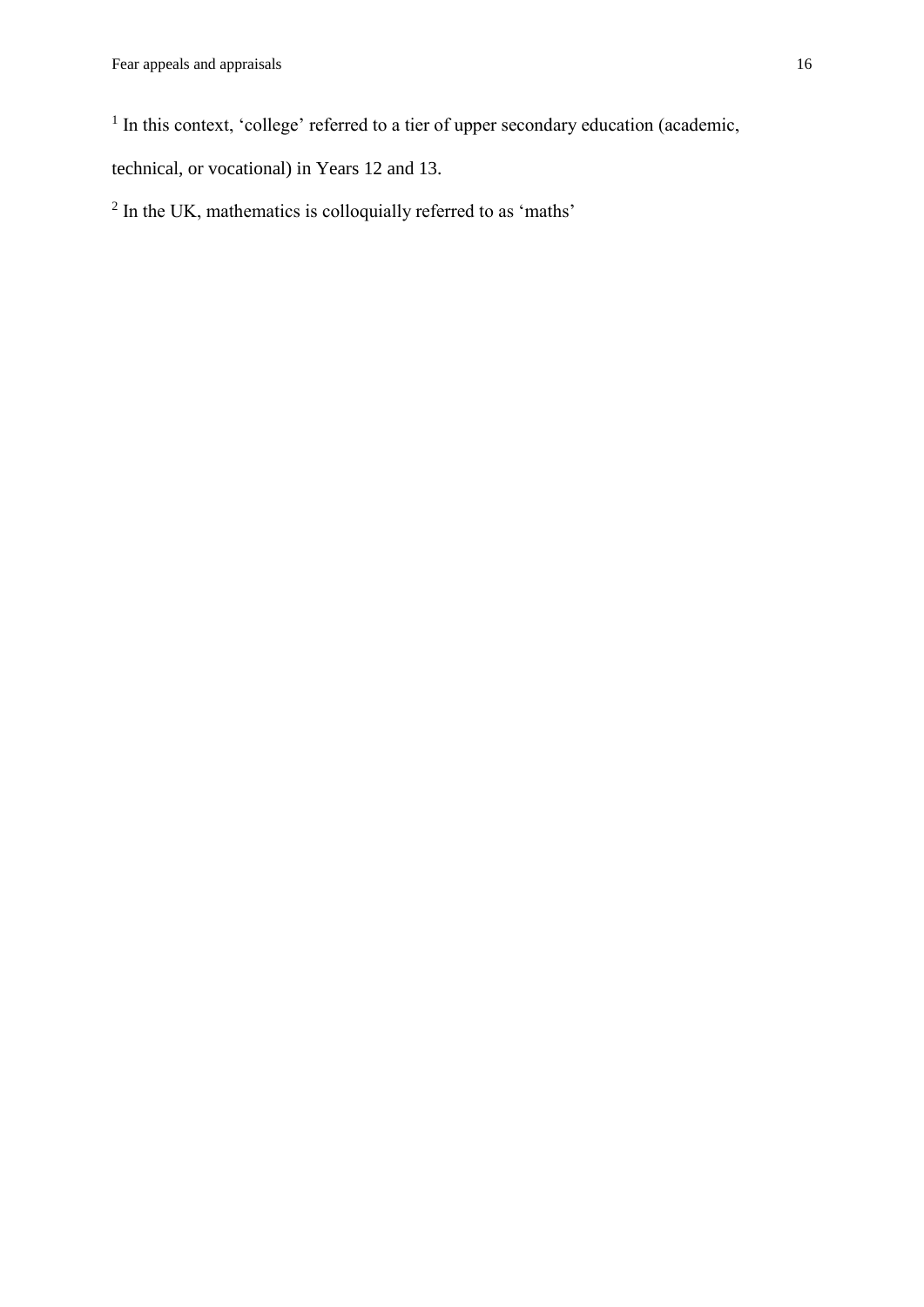[1] In this context, 'college' referred to a tier of upper secondary education (academic, technical, or vocational) in Years 12 and 13.

[2] In the UK, mathematics is colloquially referred to as 'maths'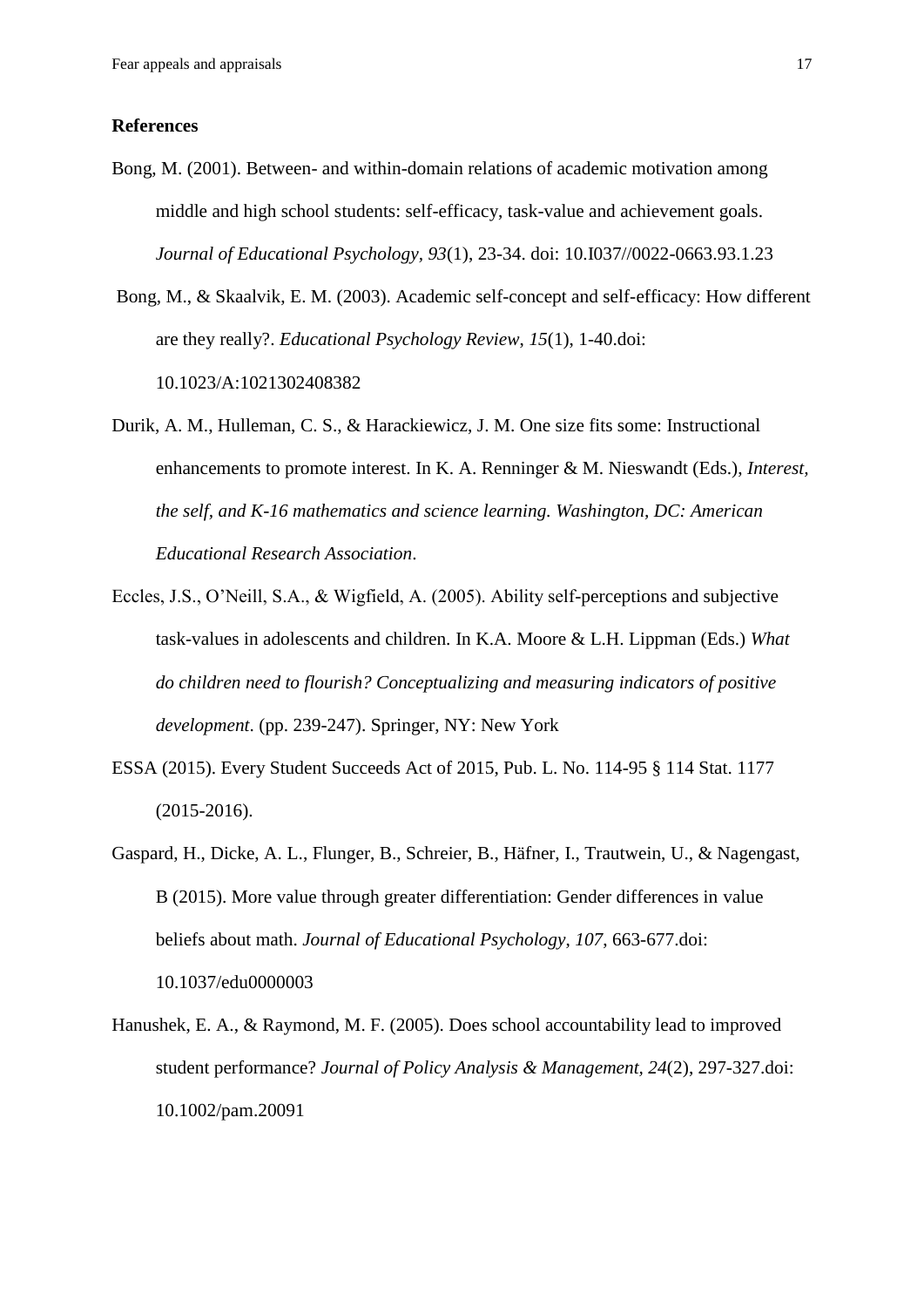**References**

Bong, M. (2001). Between- and within-domain relations of academic motivation among middle and high school students: self-efficacy, task-value and achievement goals. *Journal of Educational Psychology*, *93*(1), 23-34. doi: 10.I037//0022-0663.93.1.23

Bong, M., & Skaalvik, E. M. (2003). Academic self-concept and self-efficacy: How different are they really?. *Educational Psychology Review*, *15*(1), 1-40.doi: 10.1023/A:1021302408382

Durik, A. M., Hulleman, C. S., & Harackiewicz, J. M. One size fits some: Instructional enhancements to promote interest. In K. A. Renninger & M. Nieswandt (Eds.), *Interest, the self, and K-16 mathematics and science learning. Washington, DC: American Educational Research Association*.

Eccles, J.S., O'Neill, S.A., & Wigfield, A. (2005). Ability self-perceptions and subjective task-values in adolescents and children. In K.A. Moore & L.H. Lippman (Eds.) *What do children need to flourish? Conceptualizing and measuring indicators of positive development*. (pp. 239-247). Springer, NY: New York

ESSA (2015). Every Student Succeeds Act of 2015, Pub. L. No. 114-95 § 114 Stat. 1177 (2015-2016).

Gaspard, H., Dicke, A. L., Flunger, B., Schreier, B., Häfner, I., Trautwein, U., & Nagengast, B (2015). More value through greater differentiation: Gender differences in value beliefs about math. *Journal of Educational Psychology*, *107*, 663-677.doi: 10.1037/edu0000003

Hanushek, E. A., & Raymond, M. F. (2005). Does school accountability lead to improved student performance? *Journal of Policy Analysis & Management, 24*(2), 297-327.doi: 10.1002/pam.20091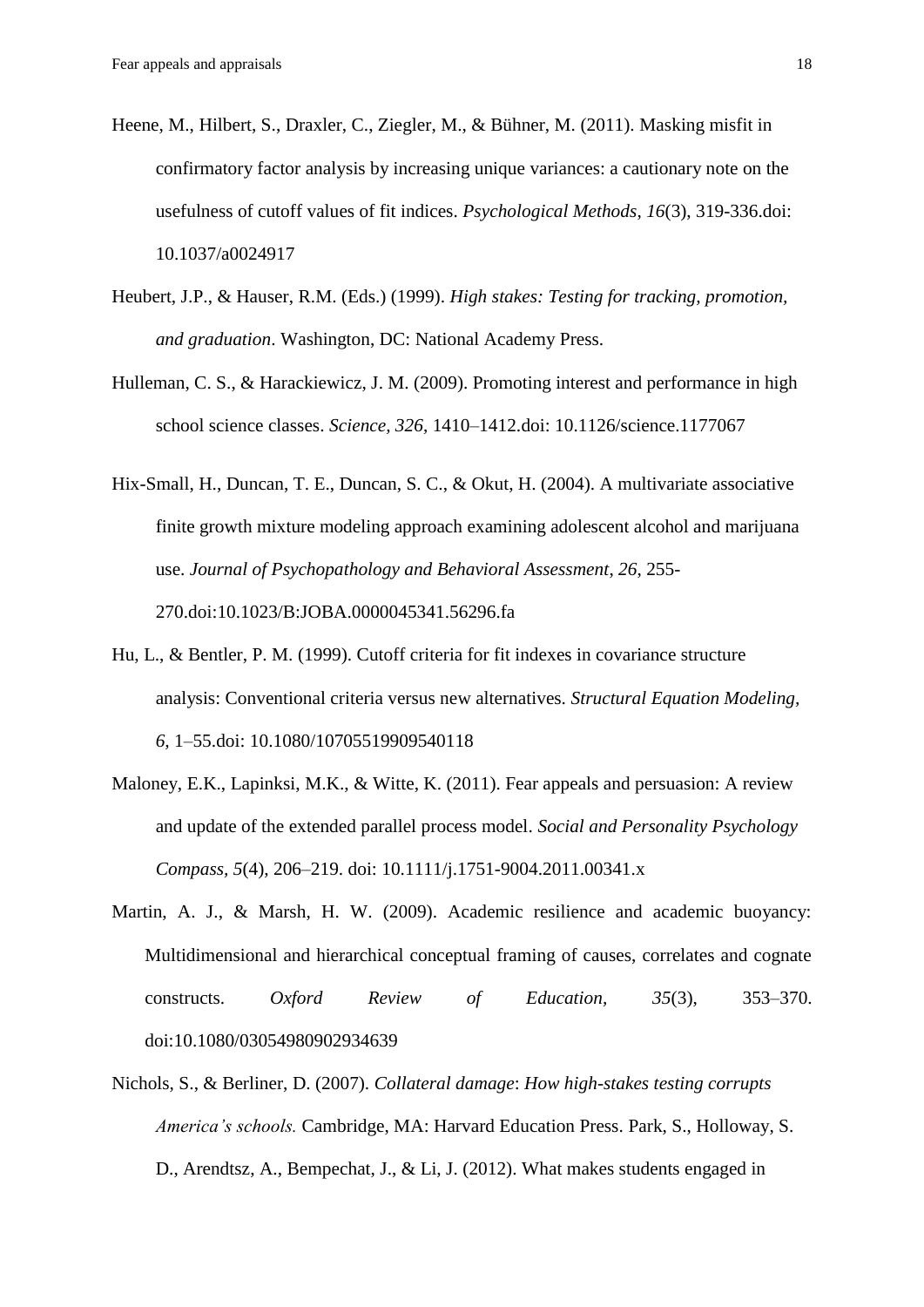Heene, M., Hilbert, S., Draxler, C., Ziegler, M., & Bühner, M. (2011). Masking misfit in confirmatory factor analysis by increasing unique variances: a cautionary note on the usefulness of cutoff values of fit indices. *Psychological Methods*, *16*(3), 319-336.doi: 10.1037/a0024917

Heubert, J.P., & Hauser, R.M. (Eds.) (1999). *High stakes: Testing for tracking, promotion, and graduation*. Washington, DC: National Academy Press.

Hulleman, C. S., & Harackiewicz, J. M. (2009). Promoting interest and performance in high school science classes. *Science, 326*, 1410–1412.doi: 10.1126/science.1177067

Hix-Small, H., Duncan, T. E., Duncan, S. C., & Okut, H. (2004). A multivariate associative finite growth mixture modeling approach examining adolescent alcohol and marijuana use. *Journal of Psychopathology and Behavioral Assessment*, *26*, 255-270.doi:10.1023/B:JOBA.0000045341.56296.fa

Hu, L., & Bentler, P. M. (1999). Cutoff criteria for fit indexes in covariance structure analysis: Conventional criteria versus new alternatives. *Structural Equation Modeling, 6*, 1–55.doi: 10.1080/10705519909540118

Maloney, E.K., Lapinksi, M.K., & Witte, K. (2011). Fear appeals and persuasion: A review and update of the extended parallel process model. *Social and Personality Psychology Compass*, *5*(4), 206–219. doi: 10.1111/j.1751-9004.2011.00341.x

Martin, A. J., & Marsh, H. W. (2009). Academic resilience and academic buoyancy: Multidimensional and hierarchical conceptual framing of causes, correlates and cognate constructs. *Oxford Review of Education, 35*(3), 353–370. doi:10.1080/03054980902934639

Nichols, S., & Berliner, D. (2007). *Collateral damage*: *How high-stakes testing corrupts America's schools.* Cambridge, MA: Harvard Education Press. Park, S., Holloway, S. D., Arendtsz, A., Bempechat, J., & Li, J. (2012). What makes students engaged in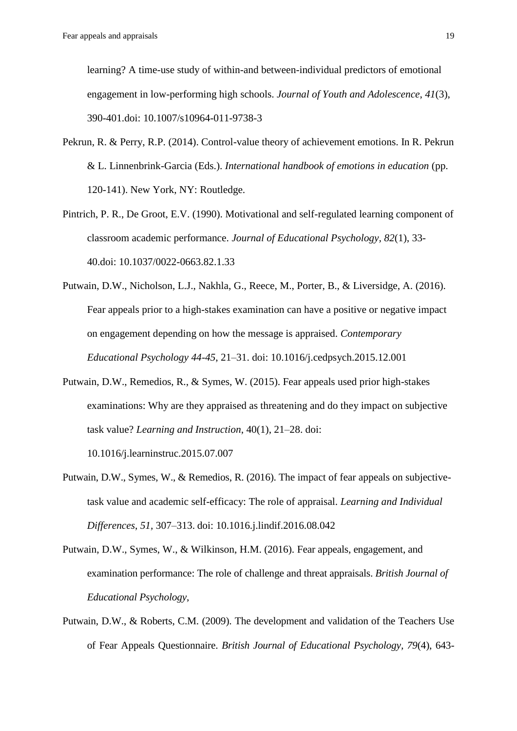learning? A time-use study of within-and between-individual predictors of emotional engagement in low-performing high schools. *Journal of Youth and Adolescence, 41*(3), 390-401.doi: 10.1007/s10964-011-9738-3

Pekrun, R. & Perry, R.P. (2014). Control-value theory of achievement emotions. In R. Pekrun & L. Linnenbrink-Garcia (Eds.). *International handbook of emotions in education* (pp. 120-141). New York, NY: Routledge.

Pintrich, P. R., De Groot, E.V. (1990). Motivational and self-regulated learning component of classroom academic performance. *Journal of Educational Psychology, 82*(1), 33-40.doi: 10.1037/0022-0663.82.1.33

Putwain, D.W., Nicholson, L.J., Nakhla, G., Reece, M., Porter, B., & Liversidge, A. (2016). Fear appeals prior to a high-stakes examination can have a positive or negative impact on engagement depending on how the message is appraised. *Contemporary Educational Psychology 44-45*, 21–31. doi: 10.1016/j.cedpsych.2015.12.001

Putwain, D.W., Remedios, R., & Symes, W. (2015). Fear appeals used prior high-stakes examinations: Why are they appraised as threatening and do they impact on subjective task value? *Learning and Instruction*, 40(1), 21–28. doi: 10.1016/j.learninstruc.2015.07.007

Putwain, D.W., Symes, W., & Remedios, R. (2016). The impact of fear appeals on subjective-task value and academic self-efficacy: The role of appraisal. *Learning and Individual Differences*, *51*, 307–313. doi: 10.1016.j.lindif.2016.08.042

Putwain, D.W., Symes, W., & Wilkinson, H.M. (2016). Fear appeals, engagement, and examination performance: The role of challenge and threat appraisals. *British Journal of Educational Psychology*,

Putwain, D.W., & Roberts, C.M. (2009). The development and validation of the Teachers Use of Fear Appeals Questionnaire. *British Journal of Educational Psychology, 79*(4), 643-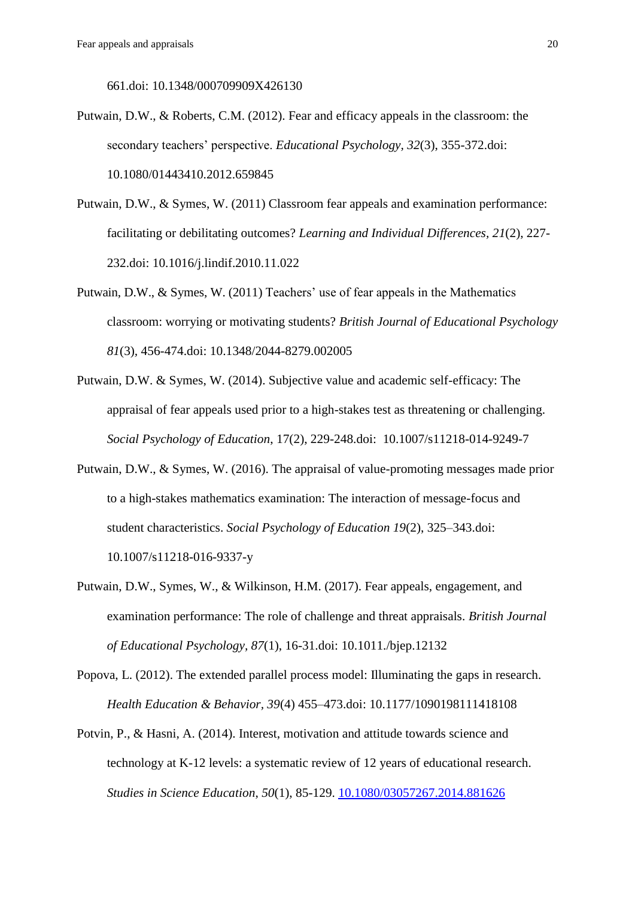661.doi: 10.1348/000709909X426130

Putwain, D.W., & Roberts, C.M. (2012). Fear and efficacy appeals in the classroom: the secondary teachers' perspective. *Educational Psychology*, *32*(3), 355-372.doi: 10.1080/01443410.2012.659845

Putwain, D.W., & Symes, W. (2011) Classroom fear appeals and examination performance: facilitating or debilitating outcomes? *Learning and Individual Differences*, *21*(2), 227-232.doi: 10.1016/j.lindif.2010.11.022

Putwain, D.W., & Symes, W. (2011) Teachers' use of fear appeals in the Mathematics classroom: worrying or motivating students? *British Journal of Educational Psychology 81*(3), 456-474.doi: 10.1348/2044-8279.002005

Putwain, D.W. & Symes, W. (2014). Subjective value and academic self-efficacy: The appraisal of fear appeals used prior to a high-stakes test as threatening or challenging. *Social Psychology of Education*, 17(2), 229-248.doi: 10.1007/s11218-014-9249-7

Putwain, D.W., & Symes, W. (2016). The appraisal of value-promoting messages made prior to a high-stakes mathematics examination: The interaction of message-focus and student characteristics. *Social Psychology of Education 19*(2), 325–343.doi: 10.1007/s11218-016-9337-y

Putwain, D.W., Symes, W., & Wilkinson, H.M. (2017). Fear appeals, engagement, and examination performance: The role of challenge and threat appraisals. *British Journal of Educational Psychology*, *87*(1), 16-31.doi: 10.1011./bjep.12132

Popova, L. (2012). The extended parallel process model: Illuminating the gaps in research. *Health Education & Behavior*, *39*(4) 455–473.doi: 10.1177/1090198111418108

Potvin, P., & Hasni, A. (2014). Interest, motivation and attitude towards science and technology at K-12 levels: a systematic review of 12 years of educational research. *Studies in Science Education*, *50*(1), 85-129. 10.1080/03057267.2014.881626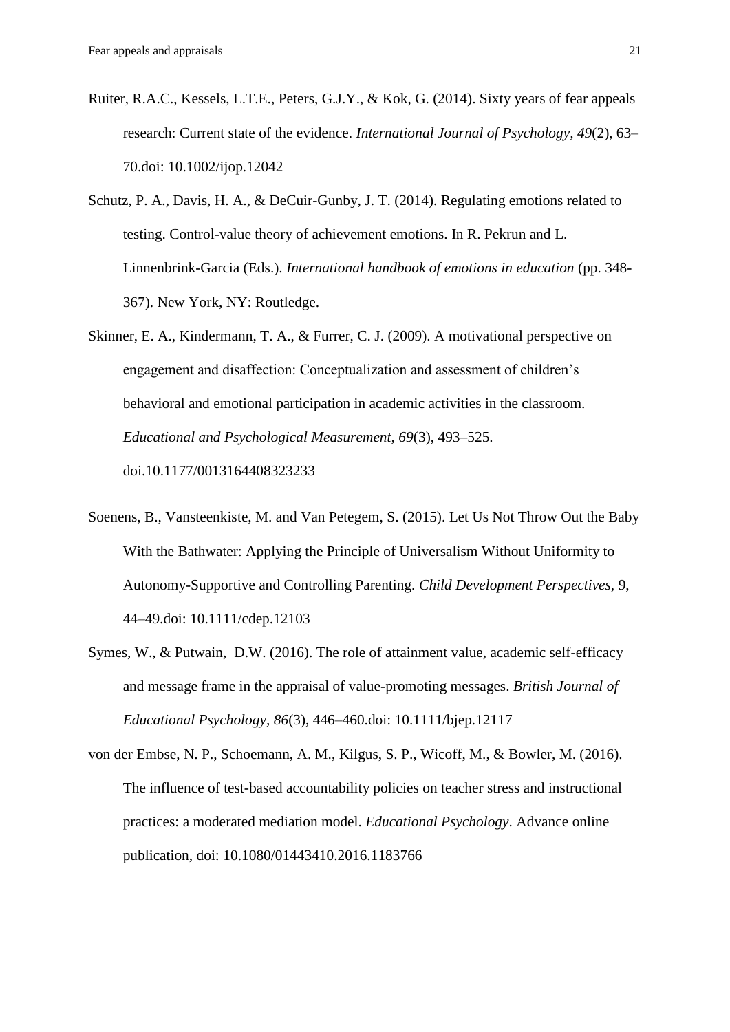Ruiter, R.A.C., Kessels, L.T.E., Peters, G.J.Y., & Kok, G. (2014). Sixty years of fear appeals research: Current state of the evidence. *International Journal of Psychology, 49*(2), 63–70.doi: 10.1002/ijop.12042

Schutz, P. A., Davis, H. A., & DeCuir-Gunby, J. T. (2014). Regulating emotions related to testing. Control-value theory of achievement emotions. In R. Pekrun and L. Linnenbrink-Garcia (Eds.). *International handbook of emotions in education* (pp. 348-367). New York, NY: Routledge.

Skinner, E. A., Kindermann, T. A., & Furrer, C. J. (2009). A motivational perspective on engagement and disaffection: Conceptualization and assessment of children's behavioral and emotional participation in academic activities in the classroom. *Educational and Psychological Measurement, 69*(3), 493–525. doi.10.1177/0013164408323233

Soenens, B., Vansteenkiste, M. and Van Petegem, S. (2015). Let Us Not Throw Out the Baby With the Bathwater: Applying the Principle of Universalism Without Uniformity to Autonomy-Supportive and Controlling Parenting. *Child Development Perspectives,* 9, 44–49.doi: 10.1111/cdep.12103

Symes, W., & Putwain, D.W. (2016). The role of attainment value, academic self-efficacy and message frame in the appraisal of value-promoting messages. *British Journal of Educational Psychology, 86*(3), 446–460.doi: 10.1111/bjep.12117

von der Embse, N. P., Schoemann, A. M., Kilgus, S. P., Wicoff, M., & Bowler, M. (2016). The influence of test-based accountability policies on teacher stress and instructional practices: a moderated mediation model. *Educational Psychology*. Advance online publication, doi: 10.1080/01443410.2016.1183766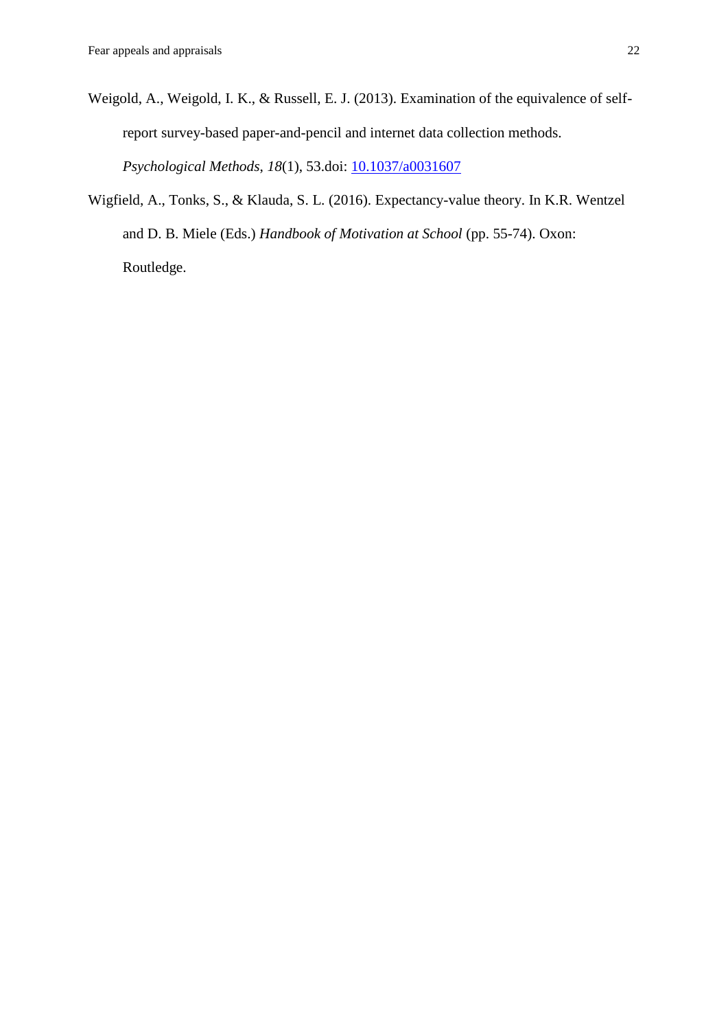Weigold, A., Weigold, I. K., & Russell, E. J. (2013). Examination of the equivalence of self-report survey-based paper-and-pencil and internet data collection methods. *Psychological Methods*, *18*(1), 53.doi: 10.1037/a0031607

Wigfield, A., Tonks, S., & Klauda, S. L. (2016). Expectancy-value theory. In K.R. Wentzel and D. B. Miele (Eds.) *Handbook of Motivation at School* (pp. 55-74). Oxon: Routledge.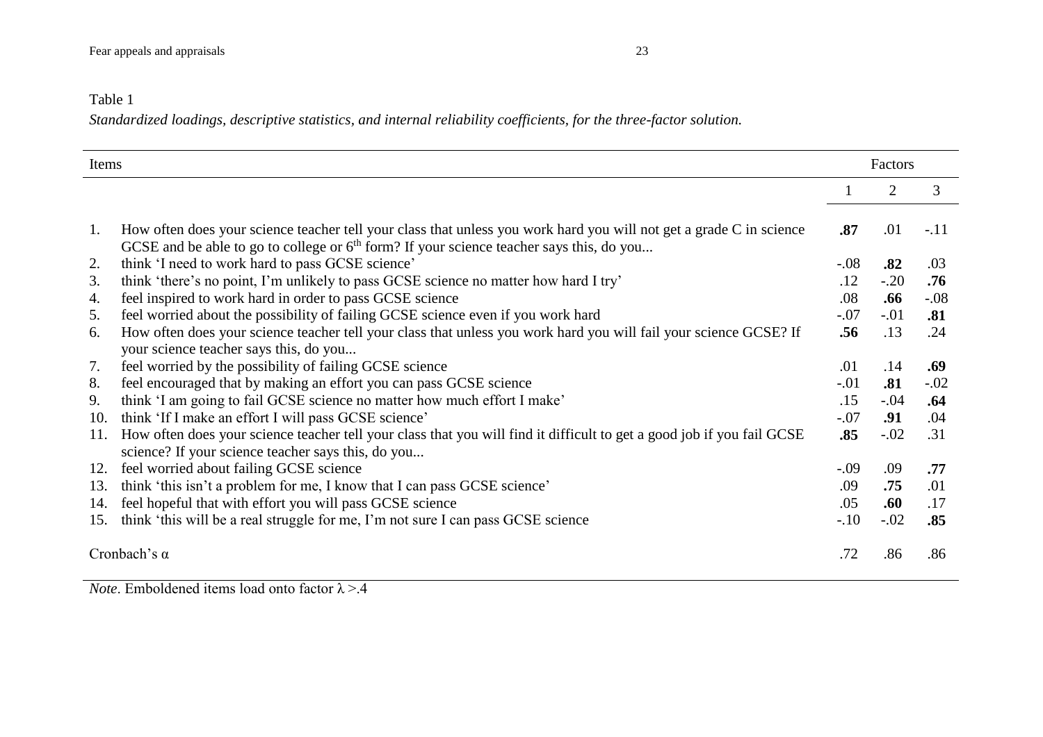Table 1

*Standardized loadings, descriptive statistics, and internal reliability coefficients, for the three-factor solution.*

| Items | | Factors | | |
|---|---|---|---|---|
| | | 1 | 2 | 3 |
| 1. | How often does your science teacher tell your class that unless you work hard you will not get a grade C in science GCSE and be able to go to college or 6th form? If your science teacher says this, do you... | **.87** | .01 | -.11 |
| 2. | think 'I need to work hard to pass GCSE science' | -.08 | **.82** | .03 |
| 3. | think 'there's no point, I'm unlikely to pass GCSE science no matter how hard I try' | .12 | -.20 | **.76** |
| 4. | feel inspired to work hard in order to pass GCSE science | .08 | **.66** | -.08 |
| 5. | feel worried about the possibility of failing GCSE science even if you work hard | -.07 | -.01 | **.81** |
| 6. | How often does your science teacher tell your class that unless you work hard you will fail your science GCSE? If your science teacher says this, do you... | **.56** | .13 | .24 |
| 7. | feel worried by the possibility of failing GCSE science | .01 | .14 | **.69** |
| 8. | feel encouraged that by making an effort you can pass GCSE science | -.01 | **.81** | -.02 |
| 9. | think 'I am going to fail GCSE science no matter how much effort I make' | .15 | -.04 | **.64** |
| 10. | think 'If I make an effort I will pass GCSE science' | -.07 | **.91** | .04 |
| 11. | How often does your science teacher tell your class that you will find it difficult to get a good job if you fail GCSE science? If your science teacher says this, do you... | **.85** | -.02 | .31 |
| 12. | feel worried about failing GCSE science | -.09 | .09 | **.77** |
| 13. | think 'this isn't a problem for me, I know that I can pass GCSE science' | .09 | **.75** | .01 |
| 14. | feel hopeful that with effort you will pass GCSE science | .05 | **.60** | .17 |
| 15. | think 'this will be a real struggle for me, I'm not sure I can pass GCSE science | -.10 | -.02 | **.85** |
| Cronbach's α | | .72 | .86 | .86 |

*Note*. Emboldened items load onto factor $\lambda > .4$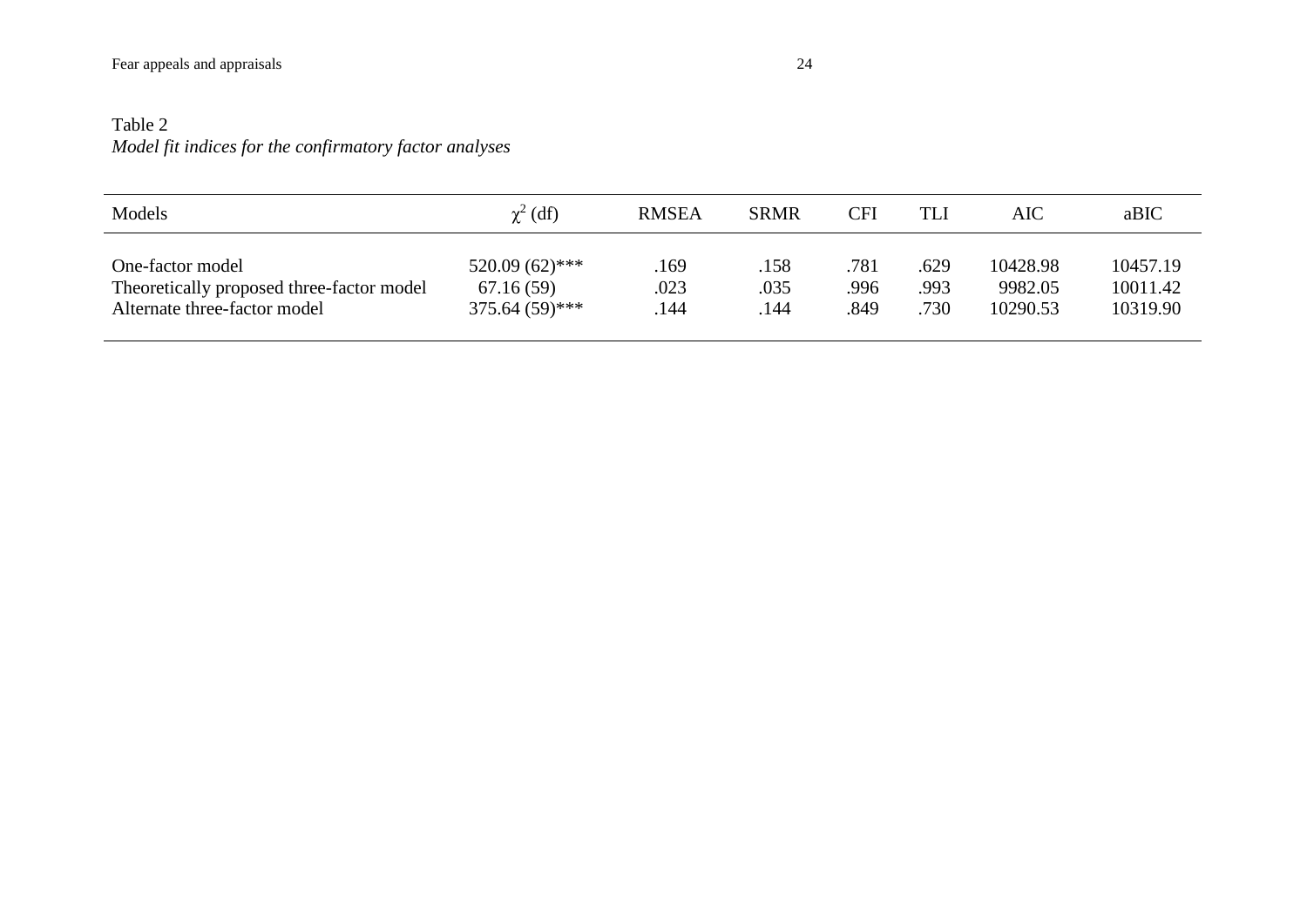Table 2

*Model fit indices for the confirmatory factor analyses*

| Models | $\chi^2$ (df) | RMSEA | SRMR | CFI | TLI | AIC | aBIC |
|---|---|---|---|---|---|---|---|
| One-factor model | 520.09 (62)*** | .169 | .158 | .781 | .629 | 10428.98 | 10457.19 |
| Theoretically proposed three-factor model | 67.16 (59) | .023 | .035 | .996 | .993 | 9982.05 | 10011.42 |
| Alternate three-factor model | 375.64 (59)*** | .144 | .144 | .849 | .730 | 10290.53 | 10319.90 |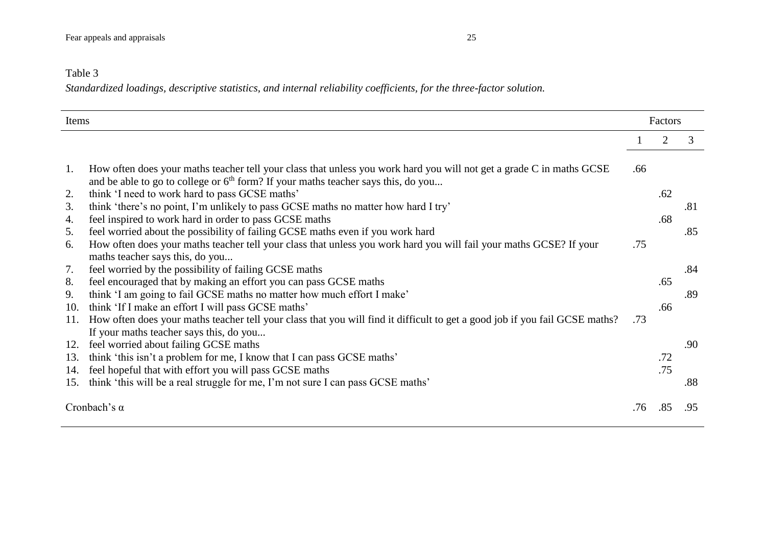Table 3

*Standardized loadings, descriptive statistics, and internal reliability coefficients, for the three-factor solution.*

| | Items | Factors | | |
|---|---|---|---|---|
| | | 1 | 2 | 3 |
| 1. | How often does your maths teacher tell your class that unless you work hard you will not get a grade C in maths GCSE and be able to go to college or 6th form? If your maths teacher says this, do you... | .66 | | |
| 2. | think 'I need to work hard to pass GCSE maths' | | .62 | |
| 3. | think 'there's no point, I'm unlikely to pass GCSE maths no matter how hard I try' | | | .81 |
| 4. | feel inspired to work hard in order to pass GCSE maths | | .68 | |
| 5. | feel worried about the possibility of failing GCSE maths even if you work hard | | | .85 |
| 6. | How often does your maths teacher tell your class that unless you work hard you will fail your maths GCSE? If your maths teacher says this, do you... | .75 | | |
| 7. | feel worried by the possibility of failing GCSE maths | | | .84 |
| 8. | feel encouraged that by making an effort you can pass GCSE maths | | .65 | |
| 9. | think 'I am going to fail GCSE maths no matter how much effort I make' | | | .89 |
| 10. | think 'If I make an effort I will pass GCSE maths' | | .66 | |
| 11. | How often does your maths teacher tell your class that you will find it difficult to get a good job if you fail GCSE maths? If your maths teacher says this, do you... | .73 | | |
| 12. | feel worried about failing GCSE maths | | | .90 |
| 13. | think 'this isn't a problem for me, I know that I can pass GCSE maths' | | .72 | |
| 14. | feel hopeful that with effort you will pass GCSE maths | | .75 | |
| 15. | think 'this will be a real struggle for me, I'm not sure I can pass GCSE maths' | | | .88 |
| Cronbach's α | | .76 | .85 | .95 |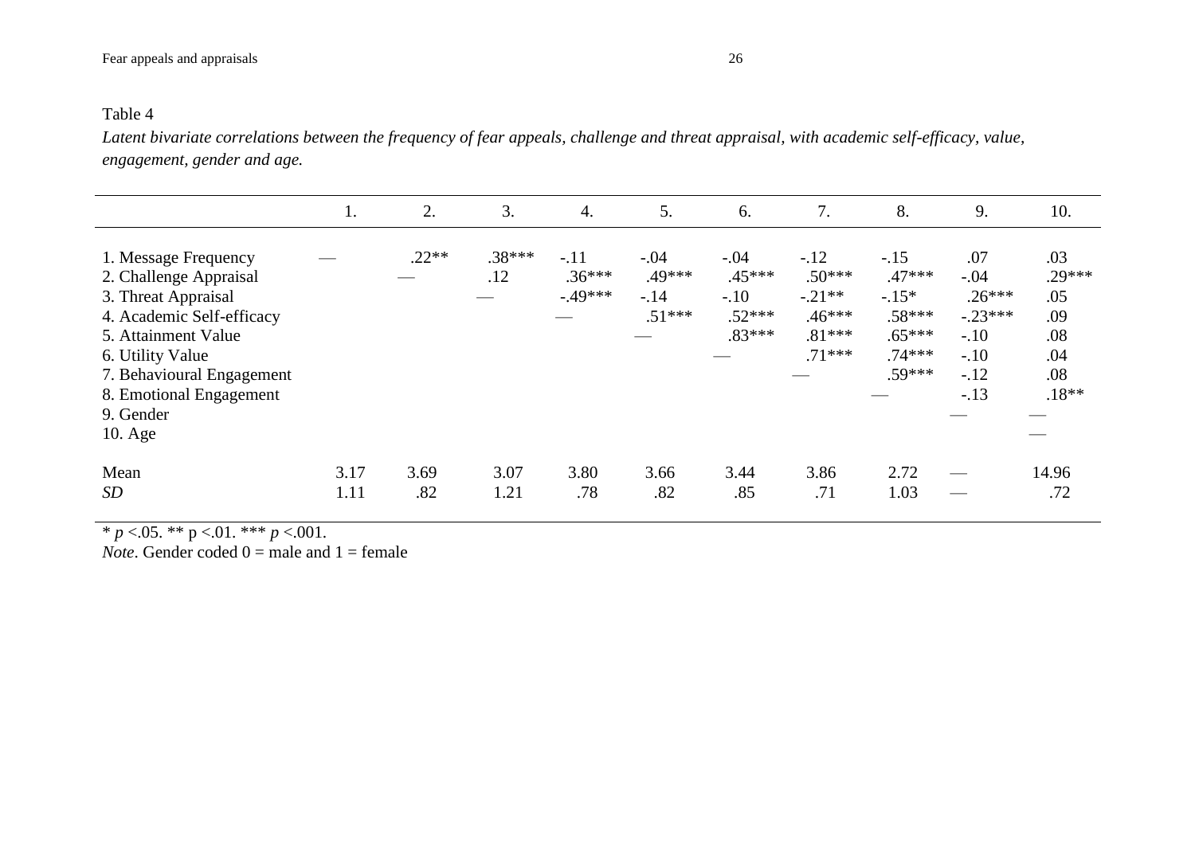Table 4

*Latent bivariate correlations between the frequency of fear appeals, challenge and threat appraisal, with academic self-efficacy, value, engagement, gender and age.*

| | 1. | 2. | 3. | 4. | 5. | 6. | 7. | 8. | 9. | 10. |
|---|---|---|---|---|---|---|---|---|---|---|
| 1. Message Frequency | — | .22** | .38*** | -.11 | -.04 | -.04 | -.12 | -.15 | .07 | .03 |
| 2. Challenge Appraisal | | — | .12 | .36*** | .49*** | .45*** | .50*** | .47*** | -.04 | .29*** |
| 3. Threat Appraisal | | | — | -.49*** | -.14 | -.10 | -.21** | -.15* | .26*** | .05 |
| 4. Academic Self-efficacy | | | | — | .51*** | .52*** | .46*** | .58*** | -.23*** | .09 |
| 5. Attainment Value | | | | | — | .83*** | .81*** | .65*** | -.10 | .08 |
| 6. Utility Value | | | | | | — | .71*** | .74*** | -.10 | .04 |
| 7. Behavioural Engagement | | | | | | | — | .59*** | -.12 | .08 |
| 8. Emotional Engagement | | | | | | | | — | -.13 | .18** |
| 9. Gender | | | | | | | | | — | — |
| 10. Age | | | | | | | | | | — |
| Mean | 3.17 | 3.69 | 3.07 | 3.80 | 3.66 | 3.44 | 3.86 | 2.72 | — | 14.96 |
| *SD* | 1.11 | .82 | 1.21 | .78 | .82 | .85 | .71 | 1.03 | — | .72 |

\* $p$ <.05. ** p <.01. *** $p$ <.001.

*Note*. Gender coded 0 = male and 1 = female